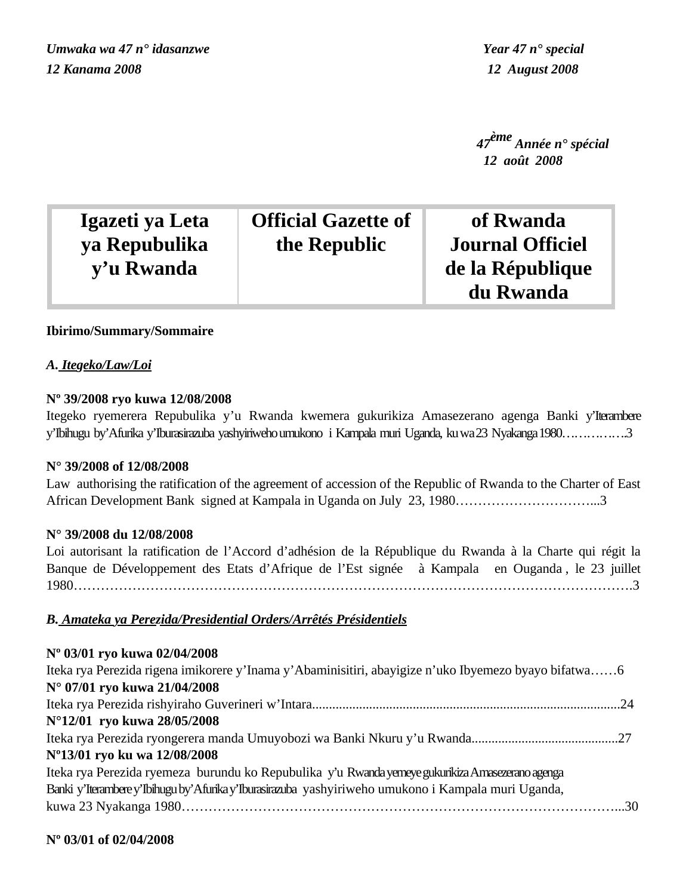*Umwaka wa 47 n° idasanzwe*
*12 Kanama 2008*

*Year 47 n° special*
*12 August 2008*

*47ème Année n° spécial*
*12 août 2008*

| Igazeti ya Leta ya Repubulika y'u Rwanda | Official Gazette of the Republic | of Rwanda Journal Officiel de la République du Rwanda |
|---|---|---|

**Ibirimo/Summary/Sommaire**

***A. Itegeko/Law/Loi***

**Nº 39/2008 ryo kuwa 12/08/2008**
Itegeko ryemerera Repubulika y'u Rwanda kwemera gukurikiza Amasezerano agenga Banki y'Iterambere y'Ibihugu by'Afurika y'Iburasirazuba yashyiriweho umukono i Kampala muri Uganda, ku wa 23 Nyakanga 1980…………….3

**N° 39/2008 of 12/08/2008**
Law authorising the ratification of the agreement of accession of the Republic of Rwanda to the Charter of East African Development Bank signed at Kampala in Uganda on July 23, 1980…………………………...3

**N° 39/2008 du 12/08/2008**
Loi autorisant la ratification de l'Accord d'adhésion de la République du Rwanda à la Charte qui régit la Banque de Développement des Etats d'Afrique de l'Est signée à Kampala en Ouganda , le 23 juillet 1980……………………………………………………………………………………………………….3

***B. Amateka ya Perezida/Presidential Orders/Arrêtés Présidentiels***

**Nº 03/01 ryo kuwa 02/04/2008**
Iteka rya Perezida rigena imikorere y'Inama y'Abaminisitiri, abayigize n'uko Ibyemezo byayo bifatwa……6
**N° 07/01 ryo kuwa 21/04/2008**
Iteka rya Perezida rishyiraho Guverineri w'Intara............................................................................................24
**N°12/01 ryo kuwa 28/05/2008**
Iteka rya Perezida ryongerera manda Umuyobozi wa Banki Nkuru y'u Rwanda............................................27
**Nº13/01 ryo ku wa 12/08/2008**
Iteka rya Perezida ryemeza burundu ko Repubulika y'u Rwanda yemeye gukurikiza Amasezerano agenga Banki y'Iterambere y'Ibihugu by'Afurika y'Iburasirazuba yashyiriweho umukono i Kampala muri Uganda, kuwa 23 Nyakanga 1980………………………………………………………………………………………...30

**Nº 03/01 of 02/04/2008**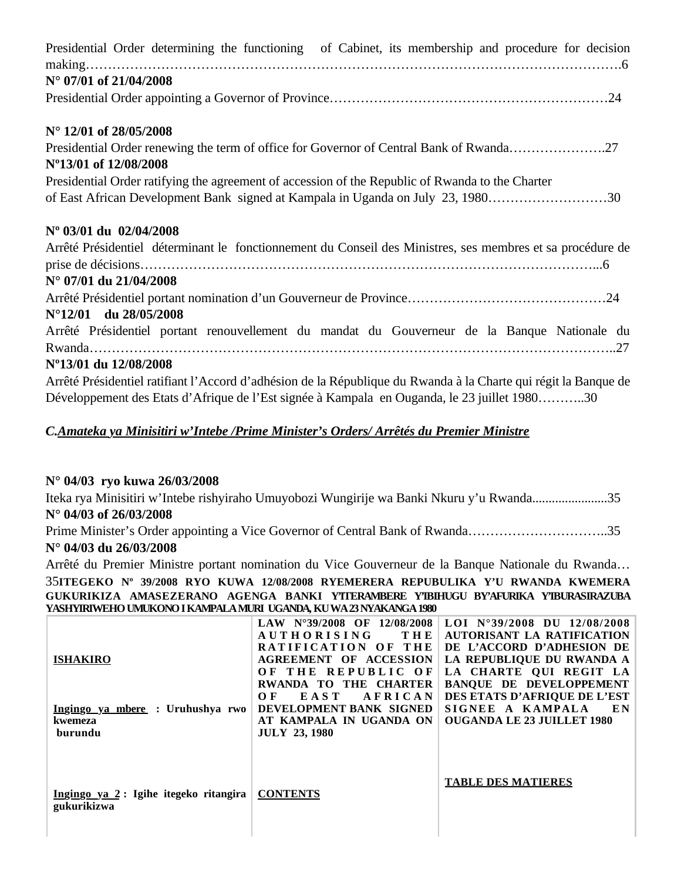Presidential Order determining the functioning of Cabinet, its membership and procedure for decision making…………………………………………………………………………………………………….6

**N° 07/01 of 21/04/2008**

Presidential Order appointing a Governor of Province………………………………………………………24

**N° 12/01 of 28/05/2008**

Presidential Order renewing the term of office for Governor of Central Bank of Rwanda………………….27

**Nº13/01 of 12/08/2008**

Presidential Order ratifying the agreement of accession of the Republic of Rwanda to the Charter of East African Development Bank signed at Kampala in Uganda on July 23, 1980………………………30

**Nº 03/01 du 02/04/2008**

Arrêté Présidentiel déterminant le fonctionnement du Conseil des Ministres, ses membres et sa procédure de prise de décisions……………………………………………………………………………………...6

**N° 07/01 du 21/04/2008**

Arrêté Présidentiel portant nomination d'un Gouverneur de Province………………………………………24

**N°12/01 du 28/05/2008**

Arrêté Présidentiel portant renouvellement du mandat du Gouverneur de la Banque Nationale du Rwanda……………………………………………………………………………………………………..27

**Nº13/01 du 12/08/2008**

Arrêté Présidentiel ratifiant l'Accord d'adhésion de la République du Rwanda à la Charte qui régit la Banque de Développement des Etats d'Afrique de l'Est signée à Kampala en Ouganda, le 23 juillet 1980………..30

***C.Amateka ya Minisitiri w'Intebe /Prime Minister's Orders/ Arrêtés du Premier Ministre***

**N° 04/03 ryo kuwa 26/03/2008**

Iteka rya Minisitiri w'Intebe rishyiraho Umuyobozi Wungirije wa Banki Nkuru y'u Rwanda.......................35

**N° 04/03 of 26/03/2008**

Prime Minister's Order appointing a Vice Governor of Central Bank of Rwanda…………………………..35

**N° 04/03 du 26/03/2008**

Arrêté du Premier Ministre portant nomination du Vice Gouverneur de la Banque Nationale du Rwanda…35

**ITEGEKO Nº 39/2008 RYO KUWA 12/08/2008 RYEMERERA REPUBULIKA Y'U RWANDA KWEMERA GUKURIKIZA AMASEZERANO AGENGA BANKI Y'ITERAMBERE Y'IBIHUGU BY'AFURIKA Y'IBURASIRAZUBA YASHYIRIWEHO UMUKONO I KAMPALA MURI UGANDA, KU WA 23 NYAKANGA 1980**

| | LAW N°39/2008 OF 12/08/2008 AUTHORISING THE RATIFICATION OF THE AGREEMENT OF ACCESSION OF THE REPUBLIC OF RWANDA TO THE CHARTER OF EAST AFRICAN DEVELOPMENT BANK SIGNED AT KAMPALA IN UGANDA ON JULY 23, 1980 | LOI N°39/2008 DU 12/08/2008 AUTORISANT LA RATIFICATION DE L'ACCORD D'ADHESION DE LA REPUBLIQUE DU RWANDA A LA CHARTE QUI REGIT LA BANQUE DE DEVELOPPEMENT DES ETATS D'AFRIQUE DE L'EST SIGNEE A KAMPALA EN OUGANDA LE 23 JUILLET 1980 |
|---|---|---|
| **ISHAKIRO** | | |
| **Ingingo ya mbere : Uruhushya rwo kwemeza burundu** | | |
| **Ingingo ya 2 : Igihe itegeko ritangira gukurikizwa** | **CONTENTS** | **TABLE DES MATIERES** |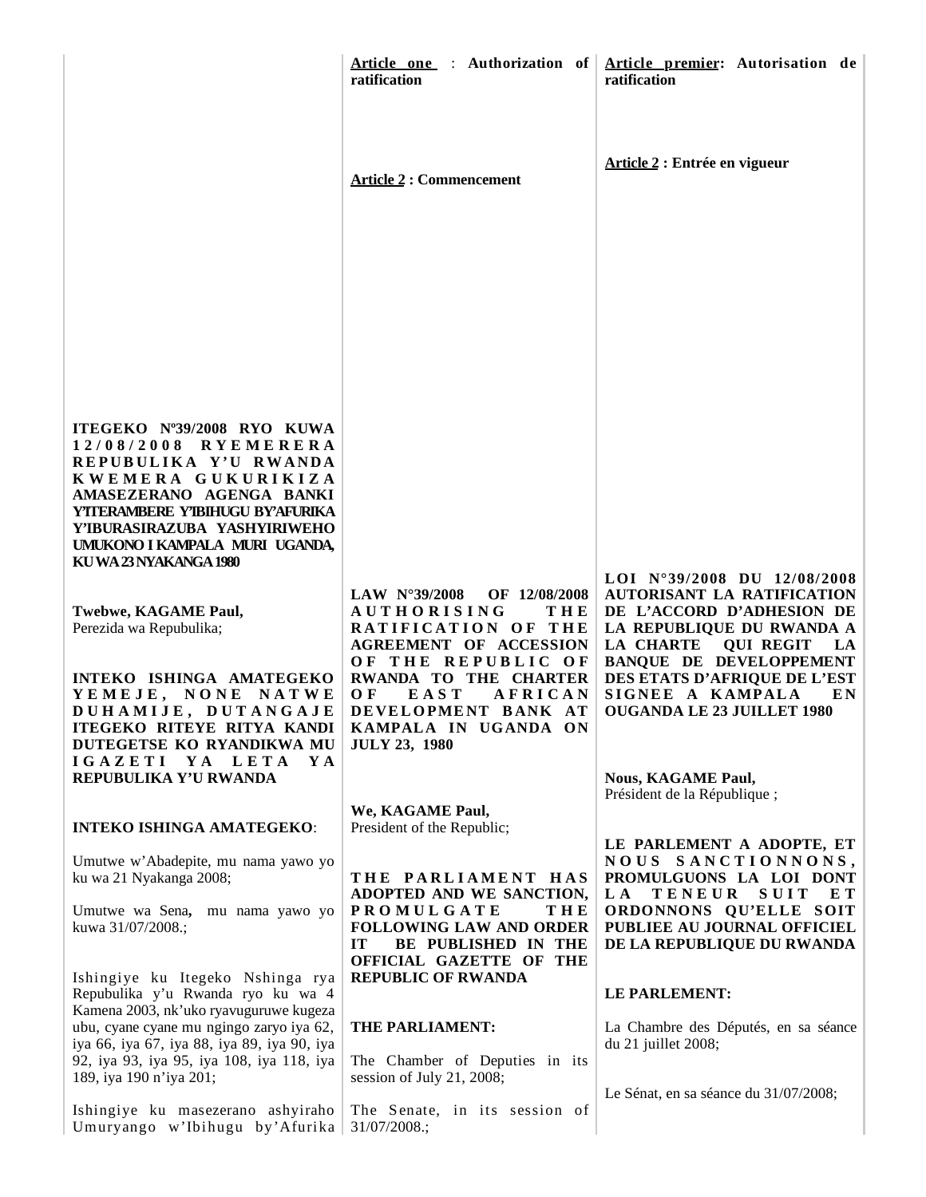**Article one** : **Authorization of ratification**

**Article 2 : Commencement**

**Article premier: Autorisation de ratification**

**Article 2 : Entrée en vigueur**

**ITEGEKO Nº39/2008 RYO KUWA 12/08/2008 RYEMERERA REPUBULIKA Y'U RWANDA KWEMERA GUKURIKIZA AMASEZERANO AGENGA BANKI Y'ITERAMBERE Y'IBIHUGU BY'AFURIKA Y'IBURASIRAZUBA YASHYIRIWEHO UMUKONO I KAMPALA MURI UGANDA, KU WA 23 NYAKANGA 1980**

**Twebwe, KAGAME Paul,**
Perezida wa Repubulika;

**INTEKO ISHINGA AMATEGEKO YEMEJE, NONE NATWE DUHAMIJE, DUTANGAJE ITEGEKO RITEYE RITYA KANDI DUTEGETSE KO RYANDIKWA MU IGAZETI YA LETA YA REPUBULIKA Y'U RWANDA**

**INTEKO ISHINGA AMATEGEKO**:

Umutwe w'Abadepite, mu nama yawo yo ku wa 21 Nyakanga 2008;

Umutwe wa Sena**,** mu nama yawo yo kuwa 31/07/2008.;

Ishingiye ku Itegeko Nshinga rya Repubulika y'u Rwanda ryo ku wa 4 Kamena 2003, nk'uko ryavuguruwe kugeza ubu, cyane cyane mu ngingo zaryo iya 62, iya 66, iya 67, iya 88, iya 89, iya 90, iya 92, iya 93, iya 95, iya 108, iya 118, iya 189, iya 190 n'iya 201;

Ishingiye ku masezerano ashyiraho Umuryango w'Ibihugu by'Afurika

**LAW N°39/2008 OF 12/08/2008 AUTHORISING THE RATIFICATION OF THE AGREEMENT OF ACCESSION OF THE REPUBLIC OF RWANDA TO THE CHARTER OF EAST AFRICAN DEVELOPMENT BANK AT KAMPALA IN UGANDA ON JULY 23, 1980**

**We, KAGAME Paul,**
President of the Republic;

**THE PARLIAMENT HAS ADOPTED AND WE SANCTION, PROMULGATE THE FOLLOWING LAW AND ORDER IT BE PUBLISHED IN THE OFFICIAL GAZETTE OF THE REPUBLIC OF RWANDA**

**THE PARLIAMENT:**

The Chamber of Deputies in its session of July 21, 2008;

The Senate, in its session of 31/07/2008.;

**LOI N°39/2008 DU 12/08/2008 AUTORISANT LA RATIFICATION DE L'ACCORD D'ADHESION DE LA REPUBLIQUE DU RWANDA A LA CHARTE QUI REGIT LA BANQUE DE DEVELOPPEMENT DES ETATS D'AFRIQUE DE L'EST SIGNEE A KAMPALA EN OUGANDA LE 23 JUILLET 1980**

**Nous, KAGAME Paul,**
Président de la République ;

**LE PARLEMENT A ADOPTE, ET NOUS SANCTIONNONS, PROMULGUONS LA LOI DONT LA TENEUR SUIT ET ORDONNONS QU'ELLE SOIT PUBLIEE AU JOURNAL OFFICIEL DE LA REPUBLIQUE DU RWANDA**

**LE PARLEMENT:**

La Chambre des Députés, en sa séance du 21 juillet 2008;

Le Sénat, en sa séance du 31/07/2008;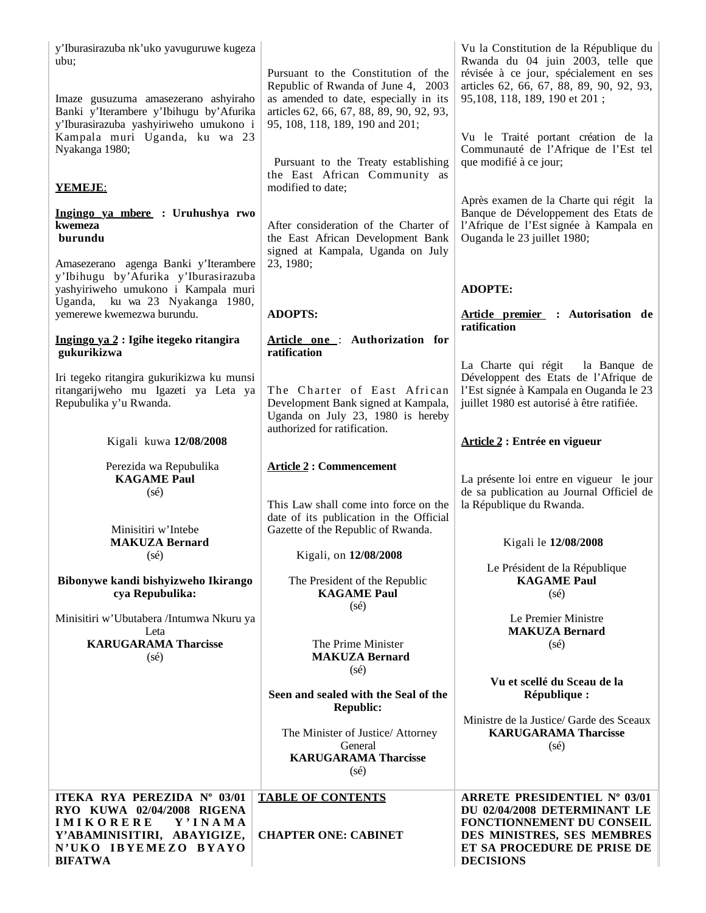y'Iburasirazuba nk'uko yavuguruwe kugeza ubu;

Imaze gusuzuma amasezerano ashyiraho Banki y'Iterambere y'Ibihugu by'Afurika y'Iburasirazuba yashyiriweho umukono i Kampala muri Uganda, ku wa 23 Nyakanga 1980;

**YEMEJE**:

**Ingingo ya mbere : Uruhushya rwo kwemeza burundu**

Amasezerano agenga Banki y'Iterambere y'Ibihugu by'Afurika y'Iburasirazuba yashyiriweho umukono i Kampala muri Uganda, ku wa 23 Nyakanga 1980, yemerewe kwemezwa burundu.

**Ingingo ya 2 : Igihe itegeko ritangira gukurikizwa**

Iri tegeko ritangira gukurikizwa ku munsi ritangarijweho mu Igazeti ya Leta ya Repubulika y'u Rwanda.

Kigali kuwa **12/08/2008**

Perezida wa Repubulika
**KAGAME Paul**
(sé)

Minisitiri w'Intebe
**MAKUZA Bernard**
(sé)

**Bibonywe kandi bishyizweho Ikirango cya Repubulika:**

Minisitiri w'Ubutabera /Intumwa Nkuru ya Leta
**KARUGARAMA Tharcisse**
(sé)

Pursuant to the Constitution of the Republic of Rwanda of June 4, 2003 as amended to date, especially in its articles 62, 66, 67, 88, 89, 90, 92, 93, 95, 108, 118, 189, 190 and 201;

Pursuant to the Treaty establishing the East African Community as modified to date;

After consideration of the Charter of the East African Development Bank signed at Kampala, Uganda on July 23, 1980;

**ADOPTS:**

**Article one : Authorization for ratification**

The Charter of East African Development Bank signed at Kampala, Uganda on July 23, 1980 is hereby authorized for ratification.

**Article 2 : Commencement**

This Law shall come into force on the date of its publication in the Official Gazette of the Republic of Rwanda.

Kigali, on **12/08/2008**

The President of the Republic
**KAGAME Paul**
(sé)

The Prime Minister
**MAKUZA Bernard**
(sé)

**Seen and sealed with the Seal of the Republic:**

The Minister of Justice/ Attorney General
**KARUGARAMA Tharcisse**
(sé)

Vu la Constitution de la République du Rwanda du 04 juin 2003, telle que révisée à ce jour, spécialement en ses articles 62, 66, 67, 88, 89, 90, 92, 93, 95,108, 118, 189, 190 et 201 ;

Vu le Traité portant création de la Communauté de l'Afrique de l'Est tel que modifié à ce jour;

Après examen de la Charte qui régit la Banque de Développement des Etats de l'Afrique de l'Est signée à Kampala en Ouganda le 23 juillet 1980;

**ADOPTE:**

**Article premier : Autorisation de ratification**

La Charte qui régit la Banque de Développement des Etats de l'Afrique de l'Est signée à Kampala en Ouganda le 23 juillet 1980 est autorisé à être ratifiée.

**Article 2 : Entrée en vigueur**

La présente loi entre en vigueur le jour de sa publication au Journal Officiel de la République du Rwanda.

Kigali le **12/08/2008**

Le Président de la République
**KAGAME Paul**
(sé)

Le Premier Ministre
**MAKUZA Bernard**
(sé)

**Vu et scellé du Sceau de la République :**

Ministre de la Justice/ Garde des Sceaux
**KARUGARAMA Tharcisse**
(sé)

**ITEKA RYA PEREZIDA Nº 03/01 RYO KUWA 02/04/2008 RIGENA IMIKORERE Y'INAMA Y'ABAMINISITIRI, ABAYIGIZE, N'UKO IBYEMEZO BYAYO BIFATWA**

**TABLE OF CONTENTS**

**CHAPTER ONE: CABINET**

**ARRETE PRESIDENTIEL Nº 03/01 DU 02/04/2008 DETERMINANT LE FONCTIONNEMENT DU CONSEIL DES MINISTRES, SES MEMBRES ET SA PROCEDURE DE PRISE DE DECISIONS**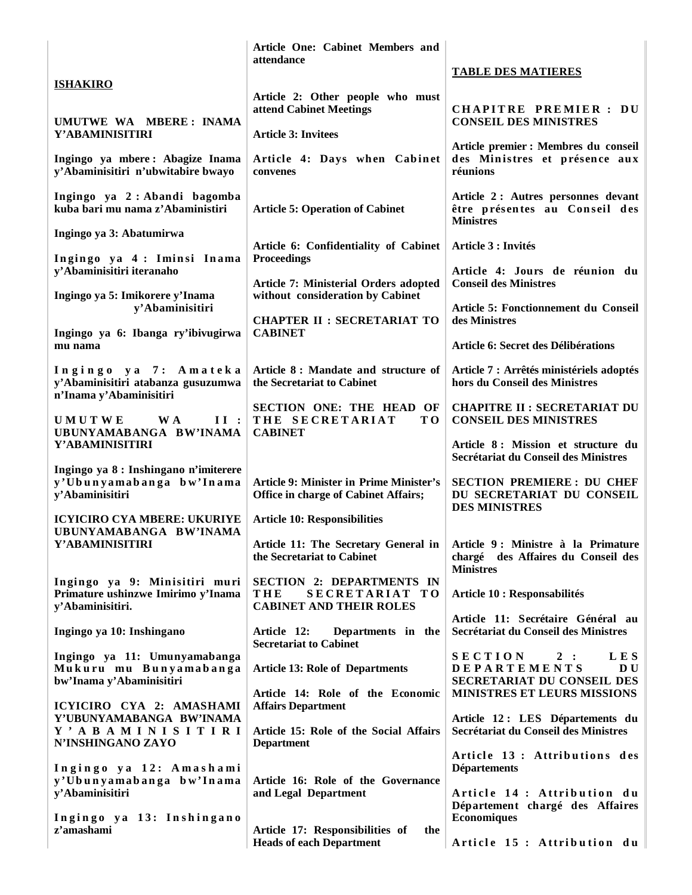**ISHAKIRO**

**UMUTWE WA MBERE : INAMA Y'ABAMINISITIRI**

**Ingingo ya mbere : Abagize Inama y'Abaminisitiri n'ubwitabire bwayo**

**Ingingo ya 2 : Abandi bagomba kuba bari mu nama z'Abaministiri**

**Ingingo ya 3: Abatumirwa**

**Ingingo ya 4 : Iminsi Inama y'Abaminisitiri iteranaho**

**Ingingo ya 5: Imikorere y'Inama y'Abaminisitiri**

**Ingingo ya 6: Ibanga ry'ibivugirwa mu nama**

**Ingingo ya 7: Amateka y'Abaminisitiri atabanza gusuzumwa n'Inama y'Abaminisitiri**

**UMUTWE WA II : UBUNYAMABANGA BW'INAMA Y'ABAMINISITIRI**

**Ingingo ya 8 : Inshingano n'imiterere y'Ubunyamabanga bw'Inama y'Abaminisitiri**

**ICYICIRO CYA MBERE: UKURIYE UBUNYAMABANGA BW'INAMA Y'ABAMINISITIRI**

**Ingingo ya 9: Minisitiri muri Primature ushinzwe Imirimo y'Inama y'Abaminisitiri.**

**Ingingo ya 10: Inshingano**

**Ingingo ya 11: Umunyamabanga Mukuru mu Bunyamabanga bw'Inama y'Abaminisitiri**

**ICYICIRO CYA 2: AMASHAMI Y'UBUNYAMABANGA BW'INAMA Y'ABAMINISITIRI N'INSHINGANO ZAYO**

**Ingingo ya 12: Amashami y'Ubunyamabanga bw'Inama y'Abaminisitiri**

**Ingingo ya 13: Inshingano z'amashami**

**Article One: Cabinet Members and attendance**

**Article 2: Other people who must attend Cabinet Meetings**

**Article 3: Invitees**

**Article 4: Days when Cabinet convenes**

**Article 5: Operation of Cabinet**

**Article 6: Confidentiality of Cabinet Proceedings**

**Article 7: Ministerial Orders adopted without consideration by Cabinet**

**CHAPTER II : SECRETARIAT TO CABINET**

**Article 8 : Mandate and structure of the Secretariat to Cabinet**

**SECTION ONE: THE HEAD OF THE SECRETARIAT TO CABINET**

**Article 9: Minister in Prime Minister's Office in charge of Cabinet Affairs;**

**Article 10: Responsibilities**

**Article 11: The Secretary General in the Secretariat to Cabinet**

**SECTION 2: DEPARTMENTS IN THE SECRETARIAT TO CABINET AND THEIR ROLES**

**Article 12: Departments in the Secretariat to Cabinet**

**Article 13: Role of Departments**

**Article 14: Role of the Economic Affairs Department**

**Article 15: Role of the Social Affairs Department**

**Article 16: Role of the Governance and Legal Department**

**Article 17: Responsibilities of the Heads of each Department**

**TABLE DES MATIERES**

**CHAPITRE PREMIER : DU CONSEIL DES MINISTRES**

**Article premier : Membres du conseil des Ministres et présence aux réunions**

**Article 2 : Autres personnes devant être présentes au Conseil des Ministres**

**Article 3 : Invités**

**Article 4: Jours de réunion du Conseil des Ministres**

**Article 5: Fonctionnement du Conseil des Ministres**

**Article 6: Secret des Délibérations**

**Article 7 : Arrêtés ministériels adoptés hors du Conseil des Ministres**

**CHAPITRE II : SECRETARIAT DU CONSEIL DES MINISTRES**

**Article 8 : Mission et structure du Secrétariat du Conseil des Ministres**

**SECTION PREMIERE : DU CHEF DU SECRETARIAT DU CONSEIL DES MINISTRES**

**Article 9 : Ministre à la Primature chargé des Affaires du Conseil des Ministres**

**Article 10 : Responsabilités**

**Article 11: Secrétaire Général au Secrétariat du Conseil des Ministres**

**SECTION 2 : LES DEPARTEMENTS DU SECRETARIAT DU CONSEIL DES MINISTRES ET LEURS MISSIONS**

**Article 12 : LES Départements du Secrétariat du Conseil des Ministres**

**Article 13 : Attributions des Départements**

**Article 14 : Attribution du Département chargé des Affaires Economiques**

**Article 15 : Attribution du**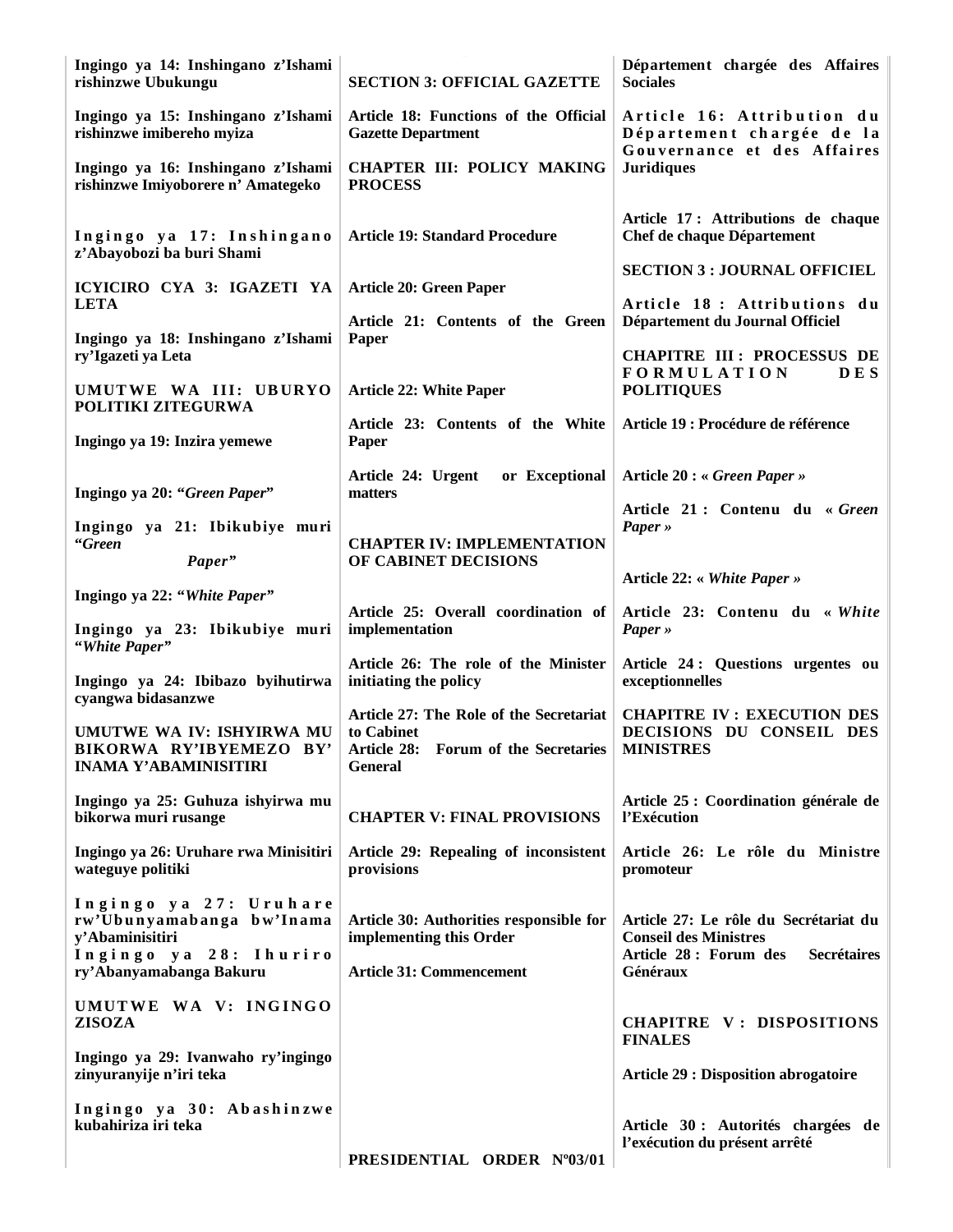**Ingingo ya 14: Inshingano z'Ishami rishinzwe Ubukungu**

**Ingingo ya 15: Inshingano z'Ishami rishinzwe imibereho myiza**

**Ingingo ya 16: Inshingano z'Ishami rishinzwe Imiyoborere n' Amategeko**

**Ingingo ya 17: Inshingano z'Abayobozi ba buri Shami**

**ICYICIRO CYA 3: IGAZETI YA LETA**

**Ingingo ya 18: Inshingano z'Ishami ry'Igazeti ya Leta**

**UMUTWE WA III: UBURYO POLITIKI ZITEGURWA**

**Ingingo ya 19: Inzira yemewe**

**Ingingo ya 20: "*Green Paper*"**

**Ingingo ya 21: Ibikubiye muri "*Green Paper*"**

**Ingingo ya 22: "*White Paper*"**

**Ingingo ya 23: Ibikubiye muri "*White Paper*"**

**Ingingo ya 24: Ibibazo byihutirwa cyangwa bidasanzwe**

**UMUTWE WA IV: ISHYIRWA MU BIKORWA RY'IBYEMEZO BY' INAMA Y'ABAMINISITIRI**

**Ingingo ya 25: Guhuza ishyirwa mu bikorwa muri rusange**

**Ingingo ya 26: Uruhare rwa Minisitiri wateguye politiki**

**Ingingo ya 27: Uruhare rw'Ubunyamabanga bw'Inama y'Abaminisitiri**

**Ingingo ya 28: Ihuriro ry'Abanyamabanga Bakuru**

**UMUTWE WA V: INGINGO ZISOZA**

**Ingingo ya 29: Ivanwaho ry'ingingo zinyuranyije n'iri teka**

**Ingingo ya 30: Abashinzwe kubahiriza iri teka**

**SECTION 3: OFFICIAL GAZETTE**

**Article 18: Functions of the Official Gazette Department**

**CHAPTER III: POLICY MAKING PROCESS**

**Article 19: Standard Procedure**

**Article 20: Green Paper**

**Article 21: Contents of the Green Paper**

**Article 22: White Paper**

**Article 23: Contents of the White Paper**

**Article 24: Urgent or Exceptional matters**

**CHAPTER IV: IMPLEMENTATION OF CABINET DECISIONS**

**Article 25: Overall coordination of implementation**

**Article 26: The role of the Minister initiating the policy**

**Article 27: The Role of the Secretariat to Cabinet**

**Article 28: Forum of the Secretaries General**

**CHAPTER V: FINAL PROVISIONS**

**Article 29: Repealing of inconsistent provisions**

**Article 30: Authorities responsible for implementing this Order**

**Article 31: Commencement**

**PRESIDENTIAL ORDER Nº03/01**

**Département chargée des Affaires Sociales**

**Article 16: Attribution du Département chargée de la Gouvernance et des Affaires Juridiques**

**Article 17 : Attributions de chaque Chef de chaque Département**

**SECTION 3 : JOURNAL OFFICIEL**

**Article 18 : Attributions du Département du Journal Officiel**

**CHAPITRE III : PROCESSUS DE FORMULATION DES POLITIQUES**

**Article 19 : Procédure de référence**

**Article 20 : « *Green Paper* »**

**Article 21 : Contenu du « *Green Paper* »**

**Article 22: « *White Paper* »**

**Article 23: Contenu du « *White Paper* »**

**Article 24 : Questions urgentes ou exceptionnelles**

**CHAPITRE IV : EXECUTION DES DECISIONS DU CONSEIL DES MINISTRES**

**Article 25 : Coordination générale de l'Exécution**

**Article 26: Le rôle du Ministre promoteur**

**Article 27: Le rôle du Secrétariat du Conseil des Ministres**

**Article 28 : Forum des Secrétaires Généraux**

**CHAPITRE V : DISPOSITIONS FINALES**

**Article 29 : Disposition abrogatoire**

**Article 30 : Autorités chargées de l'exécution du présent arrêté**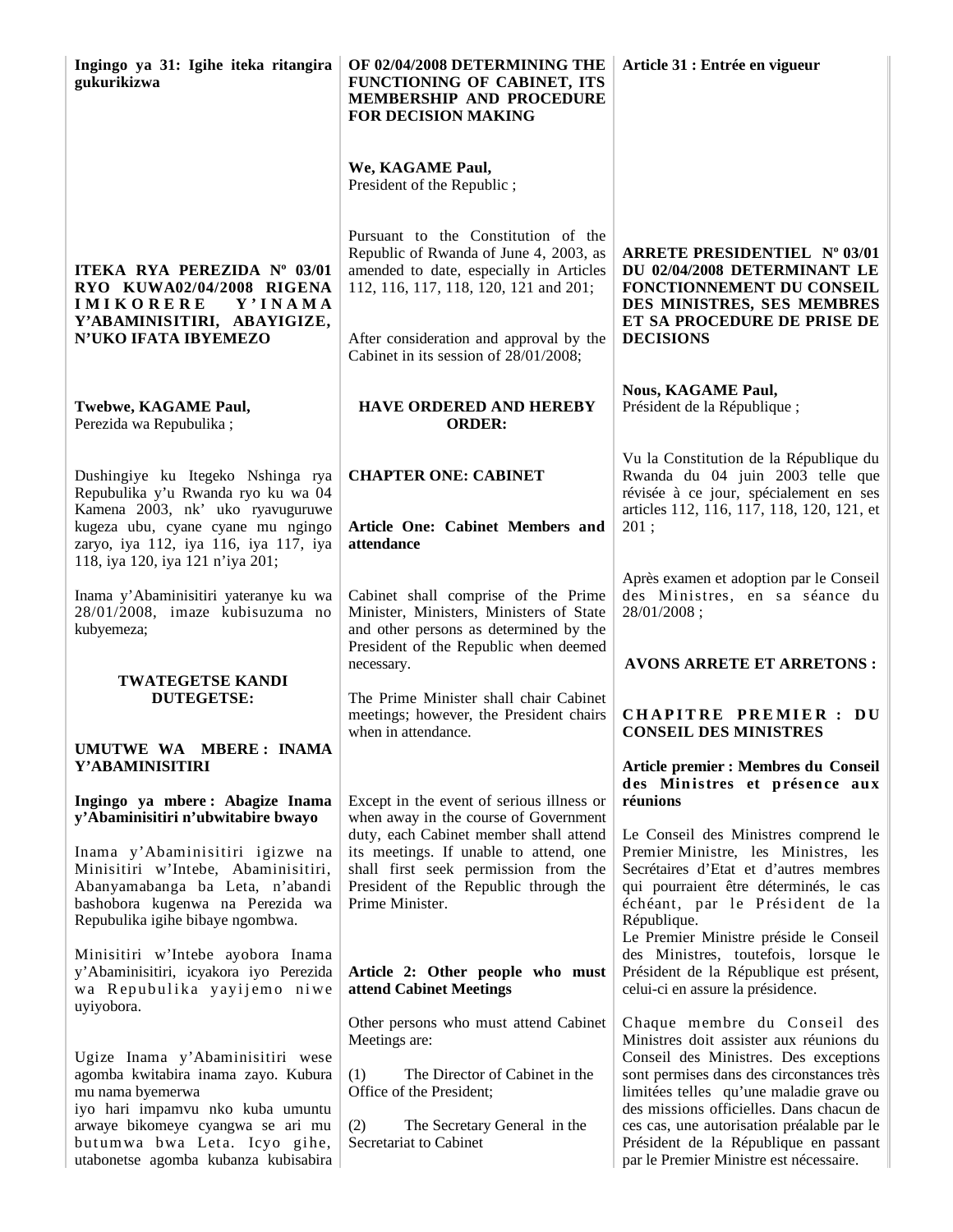**Ingingo ya 31: Igihe iteka ritangira gukurikizwa**

**ITEKA RYA PEREZIDA Nº 03/01 RYO KUWA02/04/2008 RIGENA IMIKORERE Y'INAMA Y'ABAMINISITIRI, ABAYIGIZE, N'UKO IFATA IBYEMEZO**

**Twebwe, KAGAME Paul,**
Perezida wa Repubulika ;

Dushingiye ku Itegeko Nshinga rya Repubulika y'u Rwanda ryo ku wa 04 Kamena 2003, nk' uko ryavuguruwe kugeza ubu, cyane cyane mu ngingo zaryo, iya 112, iya 116, iya 117, iya 118, iya 120, iya 121 n'iya 201;

Inama y'Abaminisitiri yateranye ku wa 28/01/2008, imaze kubisuzuma no kubyemeza;

**TWATEGETSE KANDI DUTEGETSE:**

**UMUTWE WA MBERE : INAMA Y'ABAMINISITIRI**

**Ingingo ya mbere : Abagize Inama y'Abaminisitiri n'ubwitabire bwayo**

Inama y'Abaminisitiri igizwe na Minisitiri w'Intebe, Abaminisitiri, Abanyamabanga ba Leta, n'abandi bashobora kugenwa na Perezida wa Repubulika igihe bibaye ngombwa.

Minisitiri w'Intebe ayobora Inama y'Abaminisitiri, icyakora iyo Perezida wa Repubulika yayijemo niwe uyiyobora.

Ugize Inama y'Abaminisitiri wese agomba kwitabira inama zayo. Kubura mu nama byemerwa iyo hari impamvu nko kuba umuntu arwaye bikomeye cyangwa se ari mu butumwa bwa Leta. Icyo gihe, utabonetse agomba kubanza kubisabira

**OF 02/04/2008 DETERMINING THE FUNCTIONING OF CABINET, ITS MEMBERSHIP AND PROCEDURE FOR DECISION MAKING**

**We, KAGAME Paul,**
President of the Republic ;

Pursuant to the Constitution of the Republic of Rwanda of June 4, 2003, as amended to date, especially in Articles 112, 116, 117, 118, 120, 121 and 201;

After consideration and approval by the Cabinet in its session of 28/01/2008;

**HAVE ORDERED AND HEREBY ORDER:**

**CHAPTER ONE: CABINET**

**Article One: Cabinet Members and attendance**

Cabinet shall comprise of the Prime Minister, Ministers, Ministers of State and other persons as determined by the President of the Republic when deemed necessary.

The Prime Minister shall chair Cabinet meetings; however, the President chairs when in attendance.

Except in the event of serious illness or when away in the course of Government duty, each Cabinet member shall attend its meetings. If unable to attend, one shall first seek permission from the President of the Republic through the Prime Minister.

**Article 2: Other people who must attend Cabinet Meetings**

Other persons who must attend Cabinet Meetings are:

(1) The Director of Cabinet in the Office of the President;

(2) The Secretary General in the Secretariat to Cabinet

**Article 31 : Entrée en vigueur**

**ARRETE PRESIDENTIEL Nº 03/01 DU 02/04/2008 DETERMINANT LE FONCTIONNEMENT DU CONSEIL DES MINISTRES, SES MEMBRES ET SA PROCEDURE DE PRISE DE DECISIONS**

**Nous, KAGAME Paul,**
Président de la République ;

Vu la Constitution de la République du Rwanda du 04 juin 2003 telle que révisée à ce jour, spécialement en ses articles 112, 116, 117, 118, 120, 121, et 201 ;

Après examen et adoption par le Conseil des Ministres, en sa séance du 28/01/2008 ;

**AVONS ARRETE ET ARRETONS :**

**CHAPITRE PREMIER : DU CONSEIL DES MINISTRES**

**Article premier : Membres du Conseil des Ministres et présence aux réunions**

Le Conseil des Ministres comprend le Premier Ministre, les Ministres, les Secrétaires d'Etat et d'autres membres qui pourraient être déterminés, le cas échéant, par le Président de la République.
Le Premier Ministre préside le Conseil des Ministres, toutefois, lorsque le Président de la République est présent, celui-ci en assure la présidence.

Chaque membre du Conseil des Ministres doit assister aux réunions du Conseil des Ministres. Des exceptions sont permises dans des circonstances très limitées telles qu'une maladie grave ou des missions officielles. Dans chacun de ces cas, une autorisation préalable par le Président de la République en passant par le Premier Ministre est nécessaire.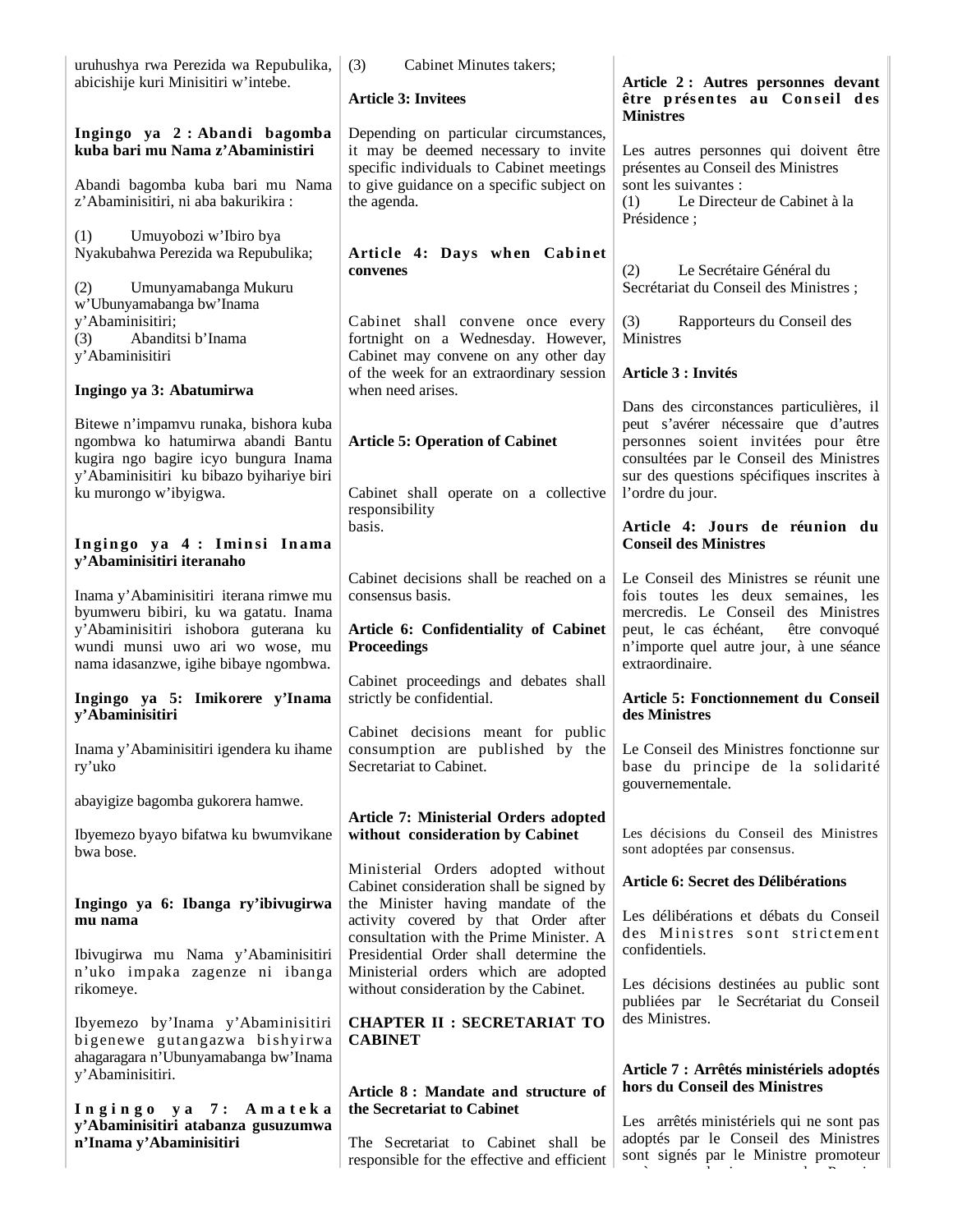uruhushya rwa Perezida wa Repubulika, abicishije kuri Minisitiri w'intebe.

**Ingingo ya 2 : Abandi bagomba kuba bari mu Nama z'Abaministiri**

Abandi bagomba kuba bari mu Nama z'Abaminisitiri, ni aba bakurikira :

(1) Umuyobozi w'Ibiro bya Nyakubahwa Perezida wa Repubulika;

(2) Umunyamabanga Mukuru w'Ubunyamabanga bw'Inama y'Abaminisitiri;

(3) Abanditsi b'Inama y'Abaminisitiri

**Ingingo ya 3: Abatumirwa**

Bitewe n'impamvu runaka, bishora kuba ngombwa ko hatumirwa abandi Bantu kugira ngo bagire icyo bungura Inama y'Abaminisitiri ku bibazo byihariye biri ku murongo w'ibyigwa.

**Ingingo ya 4 : Iminsi Inama y'Abaminisitiri iteranaho**

Inama y'Abaminisitiri iterana rimwe mu byumweru bibiri, ku wa gatatu. Inama y'Abaminisitiri ishobora guterana ku wundi munsi uwo ari wo wose, mu nama idasanzwe, igihe bibaye ngombwa.

**Ingingo ya 5: Imikorere y'Inama y'Abaminisitiri**

Inama y'Abaminisitiri igendera ku ihame ry'uko

abayigize bagomba gukorera hamwe.

Ibyemezo byayo bifatwa ku bwumvikane bwa bose.

**Ingingo ya 6: Ibanga ry'ibivugirwa mu nama**

Ibivugirwa mu Nama y'Abaminisitiri n'uko impaka zagenze ni ibanga rikomeye.

Ibyemezo by'Inama y'Abaminisitiri bigenewe gutangazwa bishyirwa ahagaragara n'Ubunyamabanga bw'Inama y'Abaminisitiri.

**Ingingo ya 7: Amateka y'Abaminisitiri atabanza gusuzumwa n'Inama y'Abaminisitiri**

(3) Cabinet Minutes takers;

**Article 3: Invitees**

Depending on particular circumstances, it may be deemed necessary to invite specific individuals to Cabinet meetings to give guidance on a specific subject on the agenda.

**Article 4: Days when Cabinet convenes**

Cabinet shall convene once every fortnight on a Wednesday. However, Cabinet may convene on any other day of the week for an extraordinary session when need arises.

**Article 5: Operation of Cabinet**

Cabinet shall operate on a collective responsibility basis.

Cabinet decisions shall be reached on a consensus basis.

**Article 6: Confidentiality of Cabinet Proceedings**

Cabinet proceedings and debates shall strictly be confidential.

Cabinet decisions meant for public consumption are published by the Secretariat to Cabinet.

**Article 7: Ministerial Orders adopted without consideration by Cabinet**

Ministerial Orders adopted without Cabinet consideration shall be signed by the Minister having mandate of the activity covered by that Order after consultation with the Prime Minister. A Presidential Order shall determine the Ministerial orders which are adopted without consideration by the Cabinet.

**CHAPTER II : SECRETARIAT TO CABINET**

**Article 8 : Mandate and structure of the Secretariat to Cabinet**

The Secretariat to Cabinet shall be responsible for the effective and efficient

**Article 2 : Autres personnes devant être présentes au Conseil des Ministres**

Les autres personnes qui doivent être présentes au Conseil des Ministres sont les suivantes :

(1) Le Directeur de Cabinet à la Présidence ;

(2) Le Secrétaire Général du Secrétariat du Conseil des Ministres ;

(3) Rapporteurs du Conseil des Ministres

**Article 3 : Invités**

Dans des circonstances particulières, il peut s'avérer nécessaire que d'autres personnes soient invitées pour être consultées par le Conseil des Ministres sur des questions spécifiques inscrites à l'ordre du jour.

**Article 4: Jours de réunion du Conseil des Ministres**

Le Conseil des Ministres se réunit une fois toutes les deux semaines, les mercredis. Le Conseil des Ministres peut, le cas échéant, être convoqué n'importe quel autre jour, à une séance extraordinaire.

**Article 5: Fonctionnement du Conseil des Ministres**

Le Conseil des Ministres fonctionne sur base du principe de la solidarité gouvernementale.

Les décisions du Conseil des Ministres sont adoptées par consensus.

**Article 6: Secret des Délibérations**

Les délibérations et débats du Conseil des Ministres sont strictement confidentiels.

Les décisions destinées au public sont publiées par le Secrétariat du Conseil des Ministres.

**Article 7 : Arrêtés ministériels adoptés hors du Conseil des Ministres**

Les arrêtés ministériels qui ne sont pas adoptés par le Conseil des Ministres sont signés par le Ministre promoteur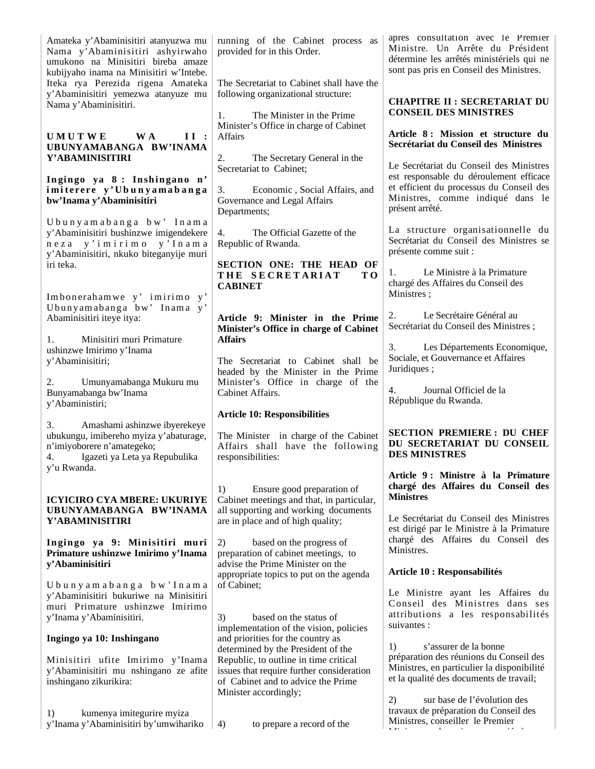Amateka y'Abaminisitiri atanyuzwa mu Nama y'Abaminisitiri ashyirwaho umukono na Minisitiri bireba amaze kubijyaho inama na Minisitiri w'Intebe. Iteka rya Perezida rigena Amateka y'Abaminisitiri yemezwa atanyuze mu Nama y'Abaminisitiri.

## UMUTWE WA II : UBUNYAMABANGA BW'INAMA Y'ABAMINISITIRI

### Ingingo ya 8 : Inshingano n' imiterere y'Ubunyamabanga bw'Inama y'Abaminisitiri

Ubunyamabanga bw' Inama y'Abaminisitiri bushinzwe imigendekere neza y'imirimo y'Inama y'Abaminisitiri, nkuko biteganyije muri iri teka.

Imbonerahamwe y' imirimo y' Ubunyamabanga bw' Inama y' Abaminisitiri iteye itya:

1. Minisitiri muri Primature ushinzwe Imirimo y'Inama y'Abaminisitiri;

2. Umunyamabanga Mukuru mu Bunyamabanga bw'Inama y'Abaministiri;

3. Amashami ashinzwe ibyerekeye ubukungu, imibereho myiza y'abaturage, n'imiyoborere n'amategeko;
4. Igazeti ya Leta ya Repubulika y'u Rwanda.

## ICYICIRO CYA MBERE: UKURIYE UBUNYAMABANGA BW'INAMA Y'ABAMINISITIRI

### Ingingo ya 9: Minisitiri muri Primature ushinzwe Imirimo y'Inama y'Abaminisitiri

Ubunyamabanga bw'Inama y'Abaminisitiri bukuriwe na Minisitiri muri Primature ushinzwe Imirimo y'Inama y'Abaminisitiri.

### Ingingo ya 10: Inshingano

Minisitiri ufite Imirimo y'Inama y'Abaminisitiri mu nshingano ze afite inshingano zikurikira:

1) kumenya imitegurire myiza y'Inama y'Abaminisitiri by'umwihariko

running of the Cabinet process as provided for in this Order.

The Secretariat to Cabinet shall have the following organizational structure:

1. The Minister in the Prime Minister's Office in charge of Cabinet Affairs

2. The Secretary General in the Secretariat to Cabinet;

3. Economic , Social Affairs, and Governance and Legal Affairs Departments;

4. The Official Gazette of the Republic of Rwanda.

## SECTION ONE: THE HEAD OF THE SECRETARIAT TO CABINET

### Article 9: Minister in the Prime Minister's Office in charge of Cabinet Affairs

The Secretariat to Cabinet shall be headed by the Minister in the Prime Minister's Office in charge of the Cabinet Affairs.

### Article 10: Responsibilities

The Minister in charge of the Cabinet Affairs shall have the following responsibilities:

1) Ensure good preparation of Cabinet meetings and that, in particular, all supporting and working documents are in place and of high quality;

2) based on the progress of preparation of cabinet meetings, to advise the Prime Minister on the appropriate topics to put on the agenda of Cabinet;

3) based on the status of implementation of the vision, policies and priorities for the country as determined by the President of the Republic, to outline in time critical issues that require further consideration of Cabinet and to advice the Prime Minister accordingly;

4) to prepare a record of the

après consultation avec le Premier Ministre. Un Arrête du Président détermine les arrêtés ministériels qui ne sont pas pris en Conseil des Ministres.

## CHAPITRE II : SECRETARIAT DU CONSEIL DES MINISTRES

### Article 8 : Mission et structure du Secrétariat du Conseil des Ministres

Le Secrétariat du Conseil des Ministres est responsable du déroulement efficace et efficient du processus du Conseil des Ministres, comme indiqué dans le présent arrêté.

La structure organisationnelle du Secrétariat du Conseil des Ministres se présente comme suit :

1. Le Ministre à la Primature chargé des Affaires du Conseil des Ministres ;

2. Le Secrétaire Général au Secrétariat du Conseil des Ministres ;

3. Les Départements Economique, Sociale, et Gouvernance et Affaires Juridiques ;

4. Journal Officiel de la République du Rwanda.

## SECTION PREMIERE : DU CHEF DU SECRETARIAT DU CONSEIL DES MINISTRES

### Article 9 : Ministre à la Primature chargé des Affaires du Conseil des Ministres

Le Secrétariat du Conseil des Ministres est dirigé par le Ministre à la Primature chargé des Affaires du Conseil des Ministres.

### Article 10 : Responsabilités

Le Ministre ayant les Affaires du Conseil des Ministres dans ses attributions a les responsabilités suivantes :

1) s'assurer de la bonne préparation des réunions du Conseil des Ministres, en particulier la disponibilité et la qualité des documents de travail;

2) sur base de l'évolution des travaux de préparation du Conseil des Ministres, conseiller le Premier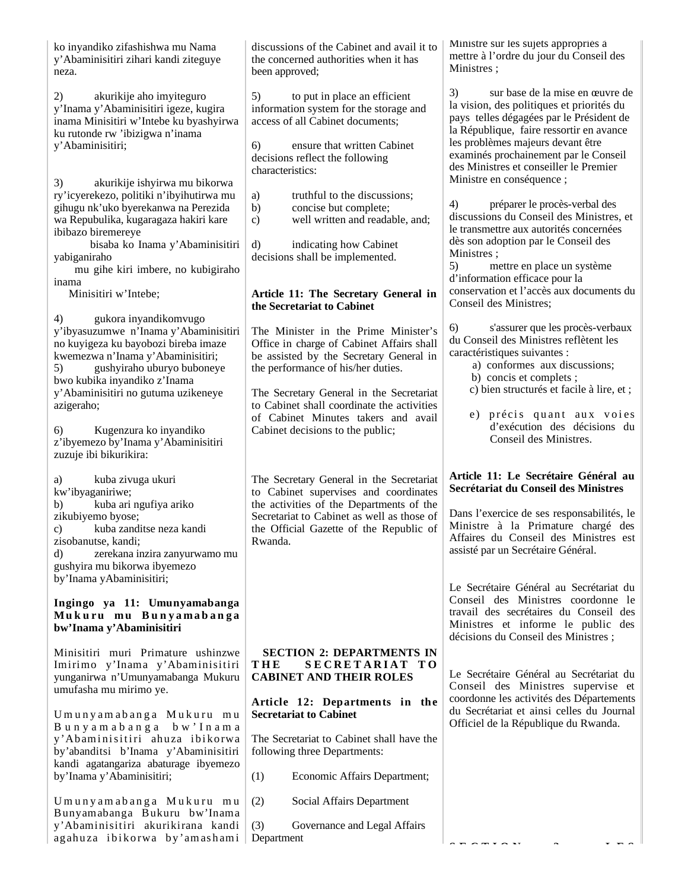ko inyandiko zifashishwa mu Nama y'Abaminisitiri zihari kandi ziteguye neza.

2) akurikije aho imyiteguro y'Inama y'Abaminisitiri igeze, kugira inama Minisitiri w'Intebe ku byashyirwa ku rutonde rw 'ibizigwa n'inama y'Abaminisitiri;

3) akurikije ishyirwa mu bikorwa ry'icyerekezo, politiki n'ibyihutirwa mu gihugu nk'uko byerekanwa na Perezida wa Repubulika, kugaragaza hakiri kare ibibazo biremereye bisaba ko Inama y'Abaminisitiri yabiganiraho mu gihe kiri imbere, no kubigiraho inama Minisitiri w'Intebe;

4) gukora inyandikomvugo y'ibyasuzumwe n'Inama y'Abaminisitiri no kuyigeza ku bayobozi bireba imaze kwemezwa n'Inama y'Abaminisitiri;

5) gushyiraho uburyo buboneye bwo kubika inyandiko z'Inama y'Abaminisitiri no gutuma uzikeneye azigeraho;

6) Kugenzura ko inyandiko z'ibyemezo by'Inama y'Abaminisitiri zuzuje ibi bikurikira:

a) kuba zivuga ukuri kw'ibyaganiriwe;
b) kuba ari ngufiya ariko zikubiyemo byose;
c) kuba zanditse neza kandi zisobanutse, kandi;
d) zerekana inzira zanyurwamo mu gushyira mu bikorwa ibyemezo by'Inama yAbaminisitiri;

**Ingingo ya 11: Umunyamabanga Mukuru mu Bunyamabanga bw'Inama y'Abaminisitiri**

Minisitiri muri Primature ushinzwe Imirimo y'Inama y'Abaminisitiri yunganirwa n'Umunyamabanga Mukuru umufasha mu mirimo ye.

Umunyamabanga Mukuru mu Bunyamabanga bw'Inama y'Abaminisitiri ahuza ibikorwa by'abanditsi b'Inama y'Abaminisitiri kandi agatangariza abaturage ibyemezo by'Inama y'Abaminisitiri;

Umunyamabanga Mukuru mu Bunyamabanga Bukuru bw'Inama y'Abaminisitiri akurikirana kandi agahuza ibikorwa by'amashami

discussions of the Cabinet and avail it to the concerned authorities when it has been approved;

5) to put in place an efficient information system for the storage and access of all Cabinet documents;

6) ensure that written Cabinet decisions reflect the following characteristics:

a) truthful to the discussions;
b) concise but complete;
c) well written and readable, and;

d) indicating how Cabinet decisions shall be implemented.

**Article 11: The Secretary General in the Secretariat to Cabinet**

The Minister in the Prime Minister's Office in charge of Cabinet Affairs shall be assisted by the Secretary General in the performance of his/her duties.

The Secretary General in the Secretariat to Cabinet shall coordinate the activities of Cabinet Minutes takers and avail Cabinet decisions to the public;

The Secretary General in the Secretariat to Cabinet supervises and coordinates the activities of the Departments of the Secretariat to Cabinet as well as those of the Official Gazette of the Republic of Rwanda.

**SECTION 2: DEPARTMENTS IN THE SECRETARIAT TO CABINET AND THEIR ROLES**

**Article 12: Departments in the Secretariat to Cabinet**

The Secretariat to Cabinet shall have the following three Departments:

(1) Economic Affairs Department;

(2) Social Affairs Department

(3) Governance and Legal Affairs Department

Ministre sur les sujets appropriés à mettre à l'ordre du jour du Conseil des Ministres ;

3) sur base de la mise en œuvre de la vision, des politiques et priorités du pays telles dégagées par le Président de la République, faire ressortir en avance les problèmes majeurs devant être examinés prochainement par le Conseil des Ministres et conseiller le Premier Ministre en conséquence ;

4) préparer le procès-verbal des discussions du Conseil des Ministres, et le transmettre aux autorités concernées dès son adoption par le Conseil des Ministres ;

5) mettre en place un système d'information efficace pour la conservation et l'accès aux documents du Conseil des Ministres;

6) s'assurer que les procès-verbaux du Conseil des Ministres reflètent les caractéristiques suivantes :

a) conformes aux discussions;
b) concis et complets ;
c) bien structurés et facile à lire, et ;

e) précis quant aux voies d'exécution des décisions du Conseil des Ministres.

**Article 11: Le Secrétaire Général au Secrétariat du Conseil des Ministres**

Dans l'exercice de ses responsabilités, le Ministre à la Primature chargé des Affaires du Conseil des Ministres est assisté par un Secrétaire Général.

Le Secrétaire Général au Secrétariat du Conseil des Ministres coordonne le travail des secrétaires du Conseil des Ministres et informe le public des décisions du Conseil des Ministres ;

Le Secrétaire Général au Secrétariat du Conseil des Ministres supervise et coordonne les activités des Départements du Secrétariat et ainsi celles du Journal Officiel de la République du Rwanda.

SECTION 2: LES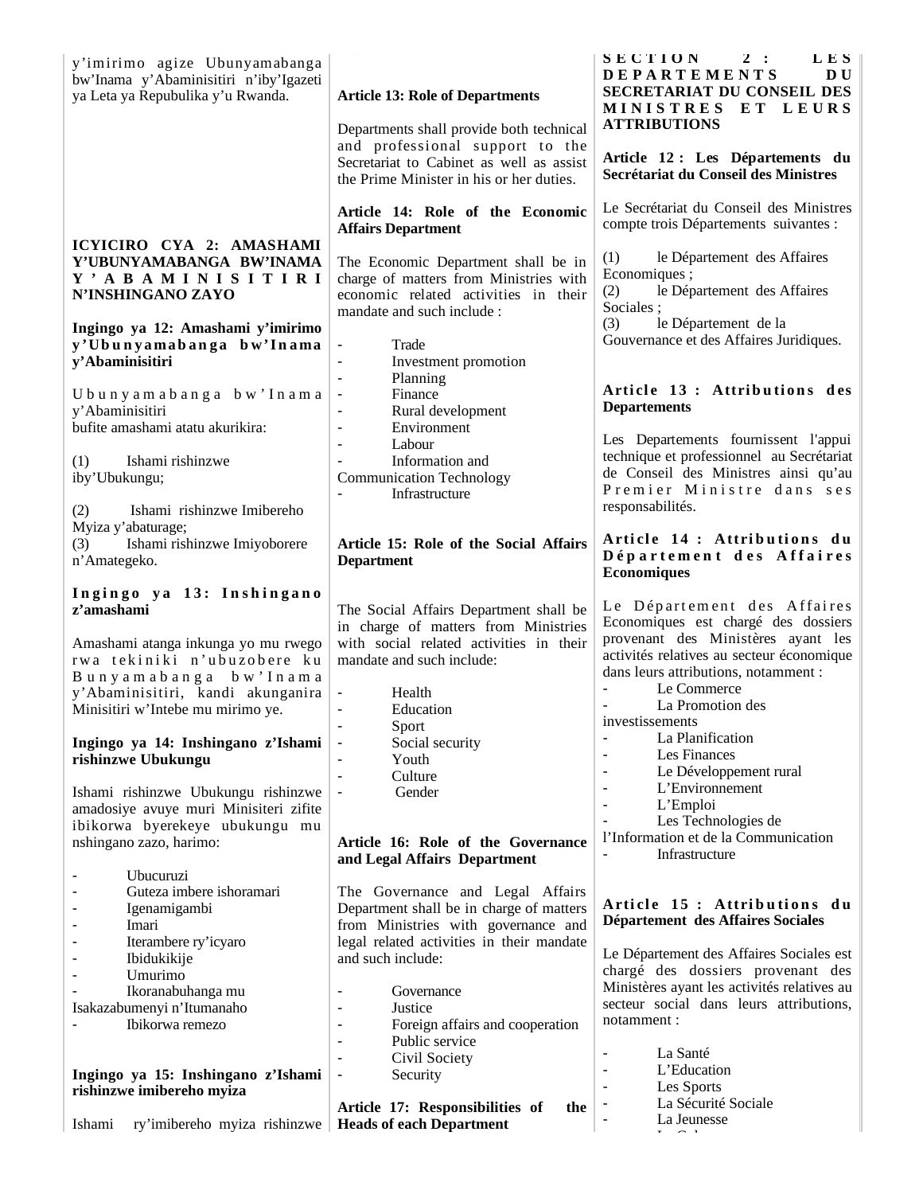y'imirimo agize Ubunyamabanga bw'Inama y'Abaminisitiri n'iby'Igazeti ya Leta ya Repubulika y'u Rwanda.

**ICYICIRO CYA 2: AMASHAMI Y'UBUNYAMABANGA BW'INAMA Y'ABAMINISITIRI N'INSHINGANO ZAYO**

**Ingingo ya 12: Amashami y'imirimo y'Ubunyamabanga bw'Inama y'Abaminisitiri**

Ubunyamabanga bw'Inama y'Abaminisitiri bufite amashami atatu akurikira:

(1) Ishami rishinzwe iby'Ubukungu;

(2) Ishami rishinzwe Imibereho Myiza y'abaturage;

(3) Ishami rishinzwe Imiyoborere n'Amategeko.

**Ingingo ya 13: Inshingano z'amashami**

Amashami atanga inkunga yo mu rwego rwa tekiniki n'ubuzobere ku Bunyamabanga bw'Inama y'Abaminisitiri, kandi akunganira Minisitiri w'Intebe mu mirimo ye.

**Ingingo ya 14: Inshingano z'Ishami rishinzwe Ubukungu**

Ishami rishinzwe Ubukungu rishinzwe amadosiye avuye muri Minisiteri zifite ibikorwa byerekeye ubukungu mu nshingano zazo, harimo:

- Ubucuruzi
- Guteza imbere ishoramari
- Igenamigambi
- Imari
- Iterambere ry'icyaro
- Ibidukikije
- Umurimo
- Ikoranabuhanga mu Isakazabumenyi n'Itumanaho
- Ibikorwa remezo

**Ingingo ya 15: Inshingano z'Ishami rishinzwe imibereho myiza**

Ishami ry'imibereho myiza rishinzwe

**Article 13: Role of Departments**

Departments shall provide both technical and professional support to the Secretariat to Cabinet as well as assist the Prime Minister in his or her duties.

**Article 14: Role of the Economic Affairs Department**

The Economic Department shall be in charge of matters from Ministries with economic related activities in their mandate and such include :

- Trade
- Investment promotion
- Planning
- Finance
- Rural development
- Environment
- Labour
- Information and Communication Technology
- Infrastructure

**Article 15: Role of the Social Affairs Department**

The Social Affairs Department shall be in charge of matters from Ministries with social related activities in their mandate and such include:

- Health
- Education
- Sport
- Social security
- Youth
- Culture
- Gender

**Article 16: Role of the Governance and Legal Affairs Department**

The Governance and Legal Affairs Department shall be in charge of matters from Ministries with governance and legal related activities in their mandate and such include:

- Governance
- Justice
- Foreign affairs and cooperation
- Public service
- Civil Society
- Security

**Article 17: Responsibilities of the Heads of each Department**

**SECTION 2 : LES DEPARTEMENTS DU SECRETARIAT DU CONSEIL DES MINISTRES ET LEURS ATTRIBUTIONS**

**Article 12 : Les Départements du Secrétariat du Conseil des Ministres**

Le Secrétariat du Conseil des Ministres compte trois Départements suivantes :

(1) le Département des Affaires Economiques ;
(2) le Département des Affaires Sociales ;
(3) le Département de la Gouvernance et des Affaires Juridiques.

**Article 13 : Attributions des Departements**

Les Departements fournissent l'appui technique et professionnel au Secrétariat de Conseil des Ministres ainsi qu'au Premier Ministre dans ses responsabilités.

**Article 14 : Attributions du Département des Affaires Economiques**

Le Département des Affaires Economiques est chargé des dossiers provenant des Ministères ayant les activités relatives au secteur économique dans leurs attributions, notamment :

- Le Commerce
- La Promotion des investissements
- La Planification
- Les Finances
- Le Développement rural
- L'Environnement
- L'Emploi
- Les Technologies de l'Information et de la Communication
- Infrastructure

**Article 15 : Attributions du Département des Affaires Sociales**

Le Département des Affaires Sociales est chargé des dossiers provenant des Ministères ayant les activités relatives au secteur social dans leurs attributions, notamment :

- La Santé
- L'Education
- Les Sports
- La Sécurité Sociale
- La Jeunesse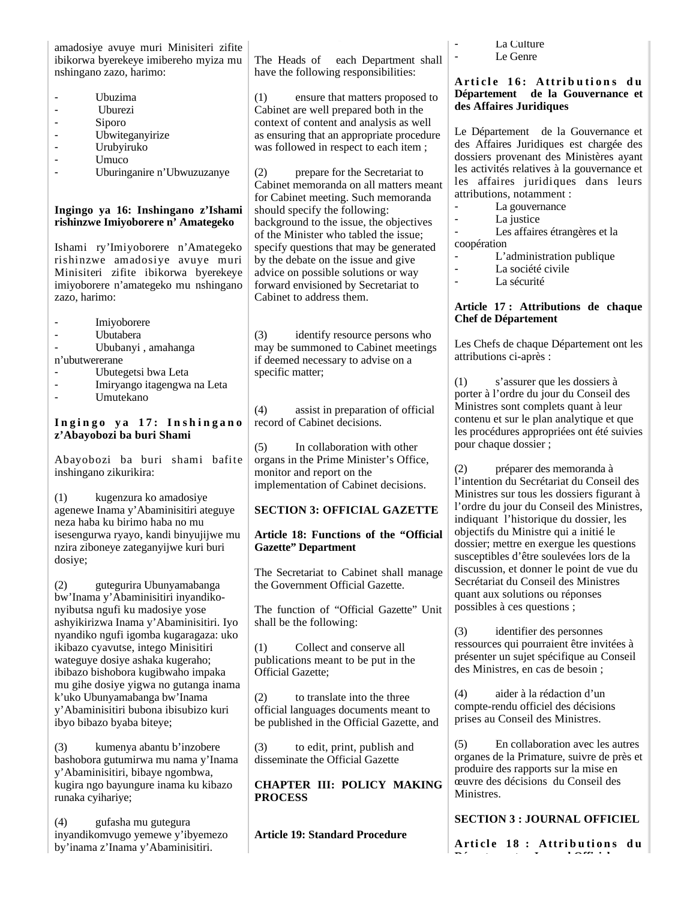amadosiye avuye muri Minisiteri zifite ibikorwa byerekeye imibereho myiza mu nshingano zazo, harimo:

- Ubuzima
- Uburezi
- Siporo
- Ubwiteganyirize
- Urubyiruko
- Umuco
- Uburinganire n'Ubwuzuzanye

**Ingingo ya 16: Inshingano z'Ishami rishinzwe Imiyoborere n' Amategeko**

Ishami ry'Imiyoborere n'Amategeko rishinzwe amadosiye avuye muri Minisiteri zifite ibikorwa byerekeye imiyoborere n'amategeko mu nshingano zazo, harimo:

- Imiyoborere
- Ubutabera
- Ububanyi , amahanga n'ubutwererane
- Ubutegetsi bwa Leta
- Imiryango itagengwa na Leta
- Umutekano

**Ingingo ya 17: Inshingano z'Abayobozi ba buri Shami**

Abayobozi ba buri shami bafite inshingano zikurikira:

(1) kugenzura ko amadosiye agenewe Inama y'Abaminisitiri ateguye neza haba ku birimo haba no mu isesengurwa ryayo, kandi binyujijwe mu nzira ziboneye zateganyijwe kuri buri dosiye;

(2) gutegurira Ubunyamabanga bw'Inama y'Abaminisitiri inyandiko-nyibutsa ngufi ku madosiye yose ashyikirizwa Inama y'Abaminisitiri. Iyo nyandiko ngufi igomba kugaragaza: uko ikibazo cyavutse, intego Minisitiri wateguye dosiye ashaka kugeraho; ibibazo bishobora kugibwaho impaka mu gihe dosiye yigwa no gutanga inama k'uko Ubunyamabanga bw'Inama y'Abaminisitiri bubona ibisubizo kuri ibyo bibazo byaba biteye;

(3) kumenya abantu b'inzobere bashobora gutumirwa mu nama y'Inama y'Abaminisitiri, bibaye ngombwa, kugira ngo bayungure inama ku kibazo runaka cyihariye;

(4) gufasha mu gutegura inyandikomvugo yemewe y'ibyemezo by'inama z'Inama y'Abaminisitiri.

The Heads of each Department shall have the following responsibilities:

(1) ensure that matters proposed to Cabinet are well prepared both in the context of content and analysis as well as ensuring that an appropriate procedure was followed in respect to each item ;

(2) prepare for the Secretariat to Cabinet memoranda on all matters meant for Cabinet meeting. Such memoranda should specify the following: background to the issue, the objectives of the Minister who tabled the issue; specify questions that may be generated by the debate on the issue and give advice on possible solutions or way forward envisioned by Secretariat to Cabinet to address them.

(3) identify resource persons who may be summoned to Cabinet meetings if deemed necessary to advise on a specific matter;

(4) assist in preparation of official record of Cabinet decisions.

(5) In collaboration with other organs in the Prime Minister's Office, monitor and report on the implementation of Cabinet decisions.

**SECTION 3: OFFICIAL GAZETTE**

**Article 18: Functions of the "Official Gazette" Department**

The Secretariat to Cabinet shall manage the Government Official Gazette.

The function of "Official Gazette" Unit shall be the following:

(1) Collect and conserve all publications meant to be put in the Official Gazette;

(2) to translate into the three official languages documents meant to be published in the Official Gazette, and

(3) to edit, print, publish and disseminate the Official Gazette

**CHAPTER III: POLICY MAKING PROCESS**

**Article 19: Standard Procedure**

- La Culture
- Le Genre

**Article 16: Attributions du Département de la Gouvernance et des Affaires Juridiques**

Le Département de la Gouvernance et des Affaires Juridiques est chargée des dossiers provenant des Ministères ayant les activités relatives à la gouvernance et les affaires juridiques dans leurs attributions, notamment :

- La gouvernance
- La justice
- Les affaires étrangères et la coopération
- L'administration publique
- La société civile
- La sécurité

**Article 17 : Attributions de chaque Chef de Département**

Les Chefs de chaque Département ont les attributions ci-après :

(1) s'assurer que les dossiers à porter à l'ordre du jour du Conseil des Ministres sont complets quant à leur contenu et sur le plan analytique et que les procédures appropriées ont été suivies pour chaque dossier ;

(2) préparer des memoranda à l'intention du Secrétariat du Conseil des Ministres sur tous les dossiers figurant à l'ordre du jour du Conseil des Ministres, indiquant l'historique du dossier, les objectifs du Ministre qui a initié le dossier; mettre en exergue les questions susceptibles d'être soulevées lors de la discussion, et donner le point de vue du Secrétariat du Conseil des Ministres quant aux solutions ou réponses possibles à ces questions ;

(3) identifier des personnes ressources qui pourraient être invitées à présenter un sujet spécifique au Conseil des Ministres, en cas de besoin ;

(4) aider à la rédaction d'un compte-rendu officiel des décisions prises au Conseil des Ministres.

(5) En collaboration avec les autres organes de la Primature, suivre de près et produire des rapports sur la mise en œuvre des décisions du Conseil des Ministres.

**SECTION 3 : JOURNAL OFFICIEL**

**Article 18 : Attributions du Département « Journal Officiel »**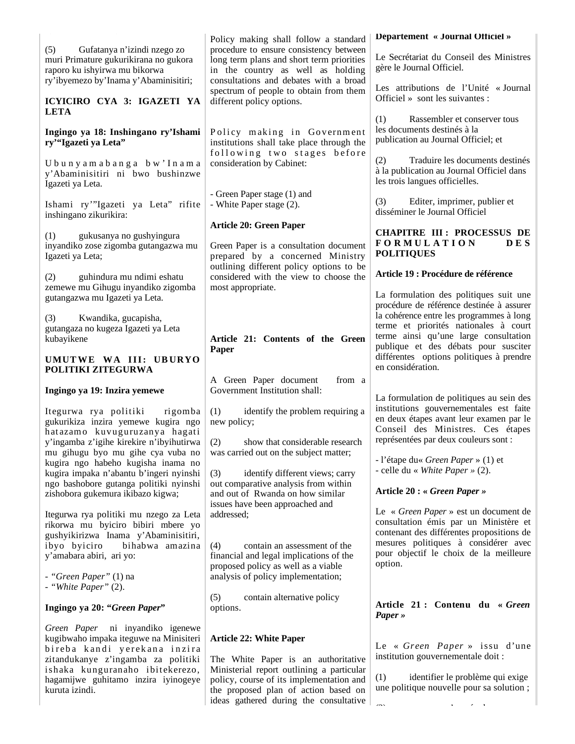(5) Gufatanya n'izindi nzego zo muri Primature gukurikirana no gukora raporo ku ishyirwa mu bikorwa ry'ibyemezo by'Inama y'Abaminisitiri;

**ICYICIRO CYA 3: IGAZETI YA LETA**

**Ingingo ya 18: Inshingano ry'Ishami ry'"Igazeti ya Leta"**

Ubunyamabanga bw'Inama y'Abaminisitiri ni bwo bushinzwe Igazeti ya Leta.

Ishami ry'"Igazeti ya Leta" rifite inshingano zikurikira:

(1) gukusanya no gushyingura inyandiko zose zigomba gutangazwa mu Igazeti ya Leta;

(2) guhindura mu ndimi eshatu zemewe mu Gihugu inyandiko zigomba gutangazwa mu Igazeti ya Leta.

(3) Kwandika, gucapisha, gutangaza no kugeza Igazeti ya Leta kubayikene

**UMUTWE WA III: UBURYO POLITIKI ZITEGURWA**

**Ingingo ya 19: Inzira yemewe**

Itegurwa rya politiki rigomba gukurikiza inzira yemewe kugira ngo hatazamo kuvuguruzanya hagati y'ingamba z'igihe kirekire n'ibyihutirwa mu gihugu byo mu gihe cya vuba no kugira ngo habeho kugisha inama no kugira impaka n'abantu b'ingeri nyinshi ngo bashobore gutanga politiki nyinshi zishobora gukemura ikibazo kigwa;

Itegurwa rya politiki mu nzego za Leta rikorwa mu byiciro bibiri mbere yo gushyikirizwa Inama y'Abaminisitiri, ibyo byiciro bihabwa amazina y'amabara abiri, ari yo:

- *"Green Paper"* (1) na
- *"White Paper"* (2).

**Ingingo ya 20: "*Green Paper*"**

*Green Paper* ni inyandiko igenewe kugibwaho impaka iteguwe na Minisiteri bireba kandi yerekana inzira zitandukanye z'ingamba za politiki ishaka kunguranaho ibitekerezo, hagamijwe guhitamo inzira iyinogeye kuruta izindi.

Policy making shall follow a standard procedure to ensure consistency between long term plans and short term priorities in the country as well as holding consultations and debates with a broad spectrum of people to obtain from them different policy options.

Policy making in Government institutions shall take place through the following two stages before consideration by Cabinet:

- Green Paper stage (1) and
- White Paper stage (2).

**Article 20: Green Paper**

Green Paper is a consultation document prepared by a concerned Ministry outlining different policy options to be considered with the view to choose the most appropriate.

**Article 21: Contents of the Green Paper**

A Green Paper document from a Government Institution shall:

(1) identify the problem requiring a new policy;

(2) show that considerable research was carried out on the subject matter;

(3) identify different views; carry out comparative analysis from within and out of Rwanda on how similar issues have been approached and addressed;

(4) contain an assessment of the financial and legal implications of the proposed policy as well as a viable analysis of policy implementation;

(5) contain alternative policy options.

**Article 22: White Paper**

The White Paper is an authoritative Ministerial report outlining a particular policy, course of its implementation and the proposed plan of action based on ideas gathered during the consultative

**Département « Journal Officiel »**

Le Secrétariat du Conseil des Ministres gère le Journal Officiel.

Les attributions de l'Unité « Journal Officiel » sont les suivantes :

(1) Rassembler et conserver tous les documents destinés à la publication au Journal Officiel; et

(2) Traduire les documents destinés à la publication au Journal Officiel dans les trois langues officielles.

(3) Editer, imprimer, publier et disséminer le Journal Officiel

**CHAPITRE III : PROCESSUS DE FORMULATION DES POLITIQUES**

**Article 19 : Procédure de référence**

La formulation des politiques suit une procédure de référence destinée à assurer la cohérence entre les programmes à long terme et priorités nationales à court terme ainsi qu'une large consultation publique et des débats pour susciter différentes options politiques à prendre en considération.

La formulation de politiques au sein des institutions gouvernementales est faite en deux étapes avant leur examen par le Conseil des Ministres. Ces étapes représentées par deux couleurs sont :

- l'étape du« *Green Paper* » (1) et
- celle du « *White Paper »* (2).

**Article 20 : « *Green Paper* »**

Le « *Green Paper* » est un document de consultation émis par un Ministère et contenant des différentes propositions de mesures politiques à considérer avec pour objectif le choix de la meilleure option.

**Article 21 : Contenu du « *Green Paper* »**

Le « *Green Paper* » issu d'une institution gouvernementale doit :

(1) identifier le problème qui exige une politique nouvelle pour sa solution ;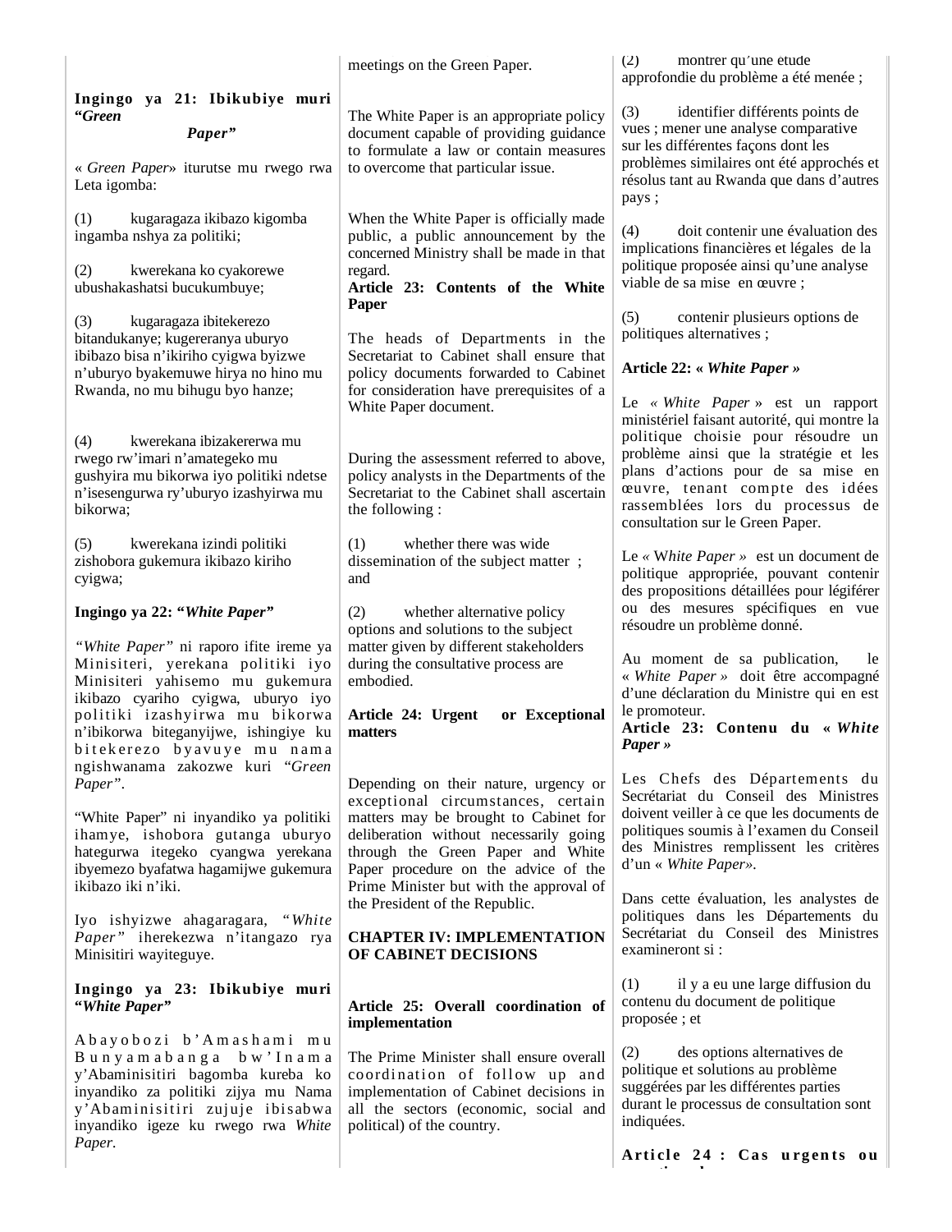### Ingingo ya 21: Ibikubiye muri "*Green Paper*"

« *Green Paper*» iturutse mu rwego rwa Leta igomba:

(1) kugaragaza ikibazo kigomba ingamba nshya za politiki;

(2) kwerekana ko cyakorewe ubushakashatsi bucukumbuye;

(3) kugaragaza ibitekerezo bitandukanye; kugereranya uburyo ibibazo bisa n'ikiriho cyigwa byizwe n'uburyo byakemuwe hirya no hino mu Rwanda, no mu bihugu byo hanze;

(4) kwerekana ibizakenerwa mu rwego rw'imari n'amategeko mu gushyira mu bikorwa iyo politiki ndetse n'isesengurwa ry'uburyo izashyirwa mu bikorwa;

(5) kwerekana izindi politiki zishobora gukemura ikibazo kiriho cyigwa;

### Ingingo ya 22: "*White Paper*"

*"White Paper"* ni raporo ifite ireme ya Minisiteri, yerekana politiki iyo Minisiteri yahisemo mu gukemura ikibazo cyariho cyigwa, uburyo iyo politiki izashyirwa mu bikorwa n'ibikorwa biteganyijwe, ishingiye ku bitekerezo byavuye mu nama ngishwanama zakozwe kuri *"Green Paper"*.

"White Paper" ni inyandiko ya politiki ihamye, ishobora gutanga uburyo hategurwa itegeko cyangwa yerekana ibyemezo byafatwa hagamijwe gukemura ikibazo iki n'iki.

Iyo ishyizwe ahagaragara, *"White Paper"* iherekezwa n'itangazo rya Minisitiri wayiteguye.

### Ingingo ya 23: Ibikubiye muri "*White Paper*"

Abayobozi b'Amashami mu Bunyamabanga bw'Inama y'Abaminisitiri bagomba kureba ko inyandiko za politiki zijya mu Nama y'Abaminisitiri zujuje ibisabwa inyandiko igeze ku rwego rwa *White Paper*.

meetings on the Green Paper.

The White Paper is an appropriate policy document capable of providing guidance to formulate a law or contain measures to overcome that particular issue.

When the White Paper is officially made public, a public announcement by the concerned Ministry shall be made in that regard.

### Article 23: Contents of the White Paper

The heads of Departments in the Secretariat to Cabinet shall ensure that policy documents forwarded to Cabinet for consideration have prerequisites of a White Paper document.

During the assessment referred to above, policy analysts in the Departments of the Secretariat to the Cabinet shall ascertain the following :

(1) whether there was wide dissemination of the subject matter ; and

(2) whether alternative policy options and solutions to the subject matter given by different stakeholders during the consultative process are embodied.

### Article 24: Urgent or Exceptional matters

Depending on their nature, urgency or exceptional circumstances, certain matters may be brought to Cabinet for deliberation without necessarily going through the Green Paper and White Paper procedure on the advice of the Prime Minister but with the approval of the President of the Republic.

## CHAPTER IV: IMPLEMENTATION OF CABINET DECISIONS

### Article 25: Overall coordination of implementation

The Prime Minister shall ensure overall coordination of follow up and implementation of Cabinet decisions in all the sectors (economic, social and political) of the country.

(2) montrer qu'une étude approfondie du problème a été menée ;

(3) identifier différents points de vues ; mener une analyse comparative sur les différentes façons dont les problèmes similaires ont été approchés et résolus tant au Rwanda que dans d'autres pays ;

(4) doit contenir une évaluation des implications financières et légales de la politique proposée ainsi qu'une analyse viable de sa mise en œuvre ;

(5) contenir plusieurs options de politiques alternatives ;

### Article 22: « *White Paper* »

Le « *White Paper* » est un rapport ministériel faisant autorité, qui montre la politique choisie pour résoudre un problème ainsi que la stratégie et les plans d'actions pour de sa mise en œuvre, tenant compte des idées rassemblées lors du processus de consultation sur le Green Paper.

Le *« White Paper »* est un document de politique appropriée, pouvant contenir des propositions détaillées pour légiférer ou des mesures spécifiques en vue résoudre un problème donné.

Au moment de sa publication, le « *White Paper* » doit être accompagné d'une déclaration du Ministre qui en est le promoteur.

### Article 23: Contenu du « *White Paper* »

Les Chefs des Départements du Secrétariat du Conseil des Ministres doivent veiller à ce que les documents de politiques soumis à l'examen du Conseil des Ministres remplissent les critères d'un « *White Paper*».

Dans cette évaluation, les analystes de politiques dans les Départements du Secrétariat du Conseil des Ministres examineront si :

(1) il y a eu une large diffusion du contenu du document de politique proposée ; et

(2) des options alternatives de politique et solutions au problème suggérées par les différentes parties durant le processus de consultation sont indiquées.

### Article 24 : Cas urgents ou exceptionnels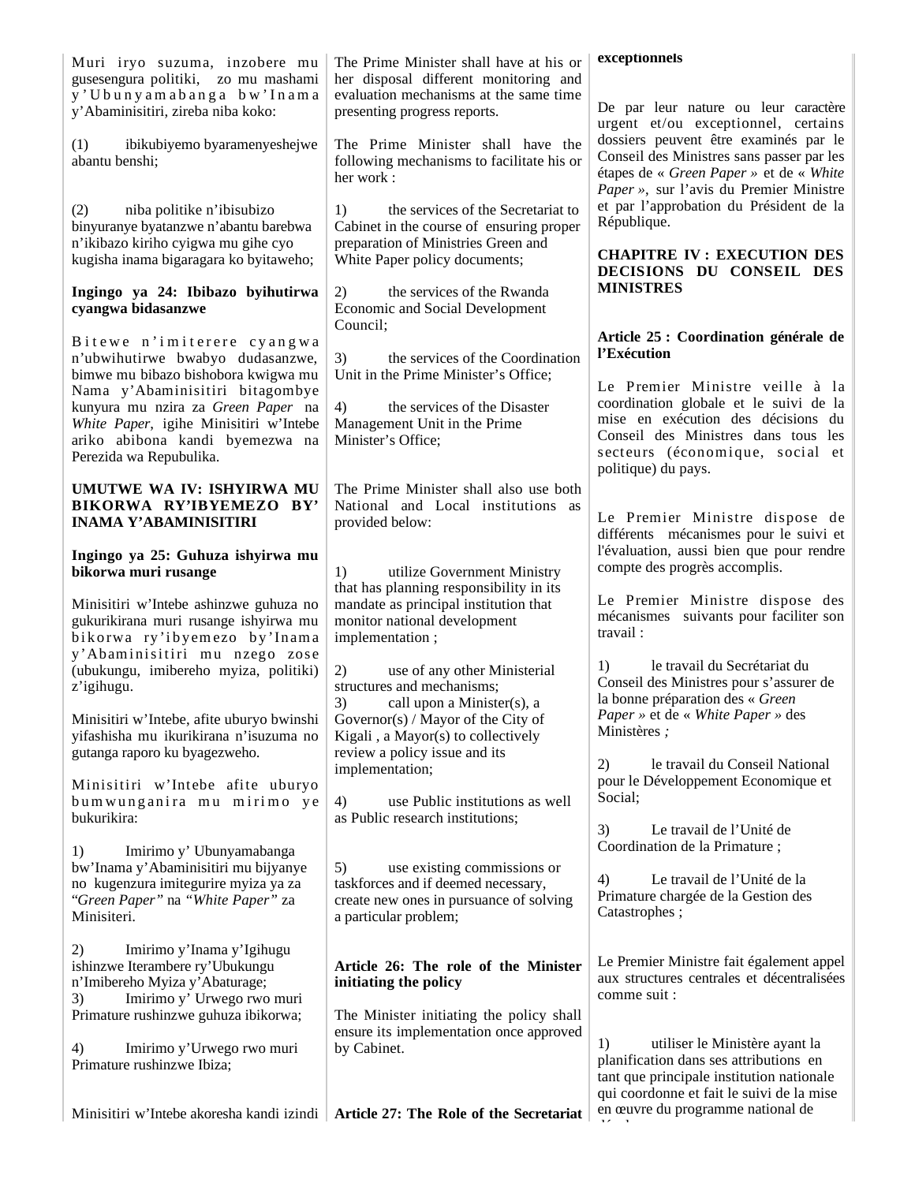Muri iryo suzuma, inzobere mu gusesengura politiki, zo mu mashami y'Ubunyamabanga bw'Inama y'Abaminisitiri, zireba niba koko:

(1) ibikubiyemo byaramenyeshejwe abantu benshi;

(2) niba politike n'ibisubizo binyuranye byatanzwe n'abantu barebwa n'ikibazo kiriho cyigwa mu gihe cyo kugisha inama bigaragara ko byitaweho;

**Ingingo ya 24: Ibibazo byihutirwa cyangwa bidasanzwe**

Bitewe n'imiterere cyangwa n'ubwihutirwe bwabyo dudasanzwe, bimwe mu bibazo bishobora kwigwa mu Nama y'Abaminisitiri bitagombye kunyura mu nzira za *Green Paper* na *White Paper*, igihe Minisitiri w'Intebe ariko abibona kandi byemezwa na Perezida wa Repubulika.

**UMUTWE WA IV: ISHYIRWA MU BIKORWA RY'IBYEMEZO BY' INAMA Y'ABAMINISITIRI**

**Ingingo ya 25: Guhuza ishyirwa mu bikorwa muri rusange**

Minisitiri w'Intebe ashinzwe guhuza no gukurikirana muri rusange ishyirwa mu bikorwa ry'ibyemezo by'Inama y'Abaminisitiri mu nzego zose (ubukungu, imibereho myiza, politiki) z'igihugu.

Minisitiri w'Intebe, afite uburyo bwinshi yifashisha mu ikurikirana n'isuzuma no gutanga raporo ku byagezweho.

Minisitiri w'Intebe afite uburyo bumwunganira mu mirimo ye bukurikira:

1) Imirimo y' Ubunyamabanga bw'Inama y'Abaminisitiri mu bijyanye no kugenzura imitegurire myiza ya za "*Green Paper*" na "*White Paper*" za Minisiteri.

2) Imirimo y'Inama y'Igihugu ishinzwe Iterambere ry'Ubukungu n'Imibereho Myiza y'Abaturage;

3) Imirimo y' Urwego rwo muri Primature rushinzwe guhuza ibikorwa;

4) Imirimo y'Urwego rwo muri Primature rushinzwe Ibiza;

Minisitiri w'Intebe akoresha kandi izindi

The Prime Minister shall have at his or her disposal different monitoring and evaluation mechanisms at the same time presenting progress reports.

The Prime Minister shall have the following mechanisms to facilitate his or her work :

1) the services of the Secretariat to Cabinet in the course of ensuring proper preparation of Ministries Green and White Paper policy documents;

2) the services of the Rwanda Economic and Social Development Council;

3) the services of the Coordination Unit in the Prime Minister's Office;

4) the services of the Disaster Management Unit in the Prime Minister's Office;

The Prime Minister shall also use both National and Local institutions as provided below:

1) utilize Government Ministry that has planning responsibility in its mandate as principal institution that monitor national development implementation ;

2) use of any other Ministerial structures and mechanisms;

3) call upon a Minister(s), a Governor(s) / Mayor of the City of Kigali , a Mayor(s) to collectively review a policy issue and its implementation;

4) use Public institutions as well as Public research institutions;

5) use existing commissions or taskforces and if deemed necessary, create new ones in pursuance of solving a particular problem;

**Article 26: The role of the Minister initiating the policy**

The Minister initiating the policy shall ensure its implementation once approved by Cabinet.

**Article 27: The Role of the Secretariat**

**exceptionnels**

De par leur nature ou leur caractère urgent et/ou exceptionnel, certains dossiers peuvent être examinés par le Conseil des Ministres sans passer par les étapes de « *Green Paper* » et de « *White Paper* », sur l'avis du Premier Ministre et par l'approbation du Président de la République.

**CHAPITRE IV : EXECUTION DES DECISIONS DU CONSEIL DES MINISTRES**

**Article 25 : Coordination générale de l'Exécution**

Le Premier Ministre veille à la coordination globale et le suivi de la mise en exécution des décisions du Conseil des Ministres dans tous les secteurs (économique, social et politique) du pays.

Le Premier Ministre dispose de différents mécanismes pour le suivi et l'évaluation, aussi bien que pour rendre compte des progrès accomplis.

Le Premier Ministre dispose des mécanismes suivants pour faciliter son travail :

1) le travail du Secrétariat du Conseil des Ministres pour s'assurer de la bonne préparation des « *Green Paper* » et de « *White Paper* » des Ministères *;*

2) le travail du Conseil National pour le Développement Economique et Social;

3) Le travail de l'Unité de Coordination de la Primature ;

4) Le travail de l'Unité de la Primature chargée de la Gestion des Catastrophes ;

Le Premier Ministre fait également appel aux structures centrales et décentralisées comme suit :

1) utiliser le Ministère ayant la planification dans ses attributions en tant que principale institution nationale qui coordonne et fait le suivi de la mise en œuvre du programme national de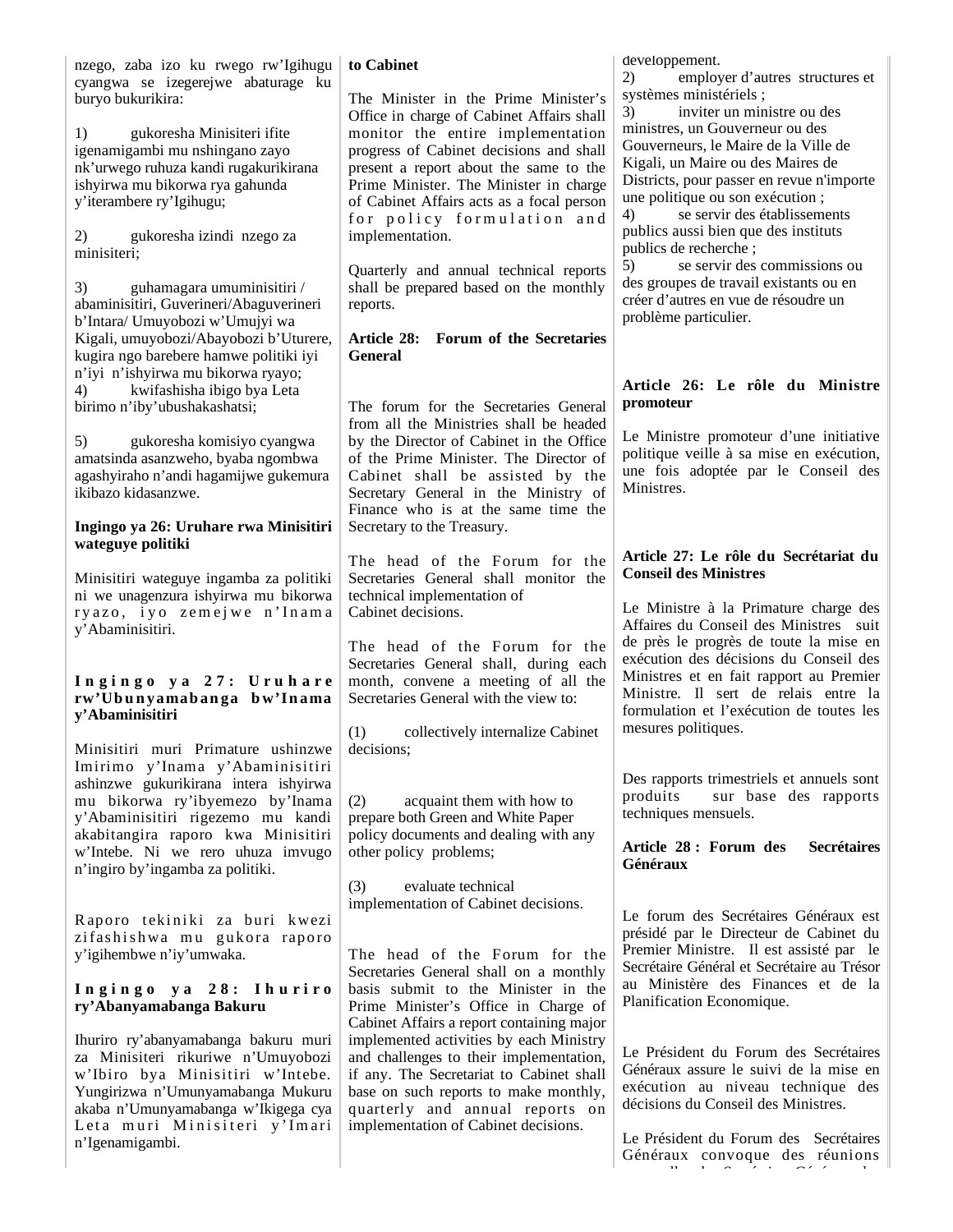nzego, zaba izo ku rwego rw'Igihugu cyangwa se izegerejwe abaturage ku buryo bukurikira:

1) gukoresha Minisiteri ifite igenamigambi mu nshingano zayo nk'urwego ruhuza kandi rugakurikirana ishyirwa mu bikorwa rya gahunda y'iterambere ry'Igihugu;

2) gukoresha izindi nzego za minisiteri;

3) guhamagara umuminisitiri / abaminisitiri, Guverineri/Abaguverineri b'Intara/ Umuyobozi w'Umujyi wa Kigali, umuyobozi/Abayobozi b'Uturere, kugira ngo barebere hamwe politiki iyi n'iyi n'ishyirwa mu bikorwa ryayo;

4) kwifashisha ibigo bya Leta birimo n'iby'ubushakashatsi;

5) gukoresha komisiyo cyangwa amatsinda asanzweho, byaba ngombwa agashyiraho n'andi hagamijwe gukemura ikibazo kidasanzwe.

**Ingingo ya 26: Uruhare rwa Minisitiri wateguye politiki**

Minisitiri wateguye ingamba za politiki ni we unagenzura ishyirwa mu bikorwa ryazo, iyo zemejwe n'Inama y'Abaminisitiri.

**Ingingo ya 27: Uruhare rw'Ubunyamabanga bw'Inama y'Abaminisitiri**

Minisitiri muri Primature ushinzwe Imirimo y'Inama y'Abaminisitiri ashinzwe gukurikirana intera ishyirwa mu bikorwa ry'ibyemezo by'Inama y'Abaminisitiri rigezemo mu kandi akabitangira raporo kwa Minisitiri w'Intebe. Ni we rero uhuza imvugo n'ingiro by'ingamba za politiki.

Raporo tekiniki za buri kwezi zifashishwa mu gukora raporo y'igihembwe n'iy'umwaka.

**Ingingo ya 28: Ihuriro ry'Abanyamabanga Bakuru**

Ihuriro ry'abanyamabanga bakuru muri za Minisiteri rikuriwe n'Umuyobozi w'Ibiro bya Minisitiri w'Intebe. Yungirizwa n'Umunyamabanga Mukuru akaba n'Umunyamabanga w'Ikigega cya Leta muri Minisiteri y'Imari n'Igenamigambi.

**to Cabinet**

The Minister in the Prime Minister's Office in charge of Cabinet Affairs shall monitor the entire implementation progress of Cabinet decisions and shall present a report about the same to the Prime Minister. The Minister in charge of Cabinet Affairs acts as a focal person for policy formulation and implementation.

Quarterly and annual technical reports shall be prepared based on the monthly reports.

**Article 28: Forum of the Secretaries General**

The forum for the Secretaries General from all the Ministries shall be headed by the Director of Cabinet in the Office of the Prime Minister. The Director of Cabinet shall be assisted by the Secretary General in the Ministry of Finance who is at the same time the Secretary to the Treasury.

The head of the Forum for the Secretaries General shall monitor the technical implementation of Cabinet decisions.

The head of the Forum for the Secretaries General shall, during each month, convene a meeting of all the Secretaries General with the view to:

(1) collectively internalize Cabinet decisions;

(2) acquaint them with how to prepare both Green and White Paper policy documents and dealing with any other policy problems;

(3) evaluate technical implementation of Cabinet decisions.

The head of the Forum for the Secretaries General shall on a monthly basis submit to the Minister in the Prime Minister's Office in Charge of Cabinet Affairs a report containing major implemented activities by each Ministry and challenges to their implementation, if any. The Secretariat to Cabinet shall base on such reports to make monthly, quarterly and annual reports on implementation of Cabinet decisions.

développement.

2) employer d'autres structures et systèmes ministériels ;

3) inviter un ministre ou des ministres, un Gouverneur ou des Gouverneurs, le Maire de la Ville de Kigali, un Maire ou des Maires de Districts, pour passer en revue n'importe une politique ou son exécution ;

4) se servir des établissements publics aussi bien que des instituts publics de recherche ;

5) se servir des commissions ou des groupes de travail existants ou en créer d'autres en vue de résoudre un problème particulier.

**Article 26: Le rôle du Ministre promoteur**

Le Ministre promoteur d'une initiative politique veille à sa mise en exécution, une fois adoptée par le Conseil des Ministres.

**Article 27: Le rôle du Secrétariat du Conseil des Ministres**

Le Ministre à la Primature charge des Affaires du Conseil des Ministres suit de près le progrès de toute la mise en exécution des décisions du Conseil des Ministres et en fait rapport au Premier Ministre. Il sert de relais entre la formulation et l'exécution de toutes les mesures politiques.

Des rapports trimestriels et annuels sont produits sur base des rapports techniques mensuels.

**Article 28 : Forum des Secrétaires Généraux**

Le forum des Secrétaires Généraux est présidé par le Directeur de Cabinet du Premier Ministre. Il est assisté par le Secrétaire Général et Secrétaire au Trésor au Ministère des Finances et de la Planification Economique.

Le Président du Forum des Secrétaires Généraux assure le suivi de la mise en exécution au niveau technique des décisions du Conseil des Ministres.

Le Président du Forum des Secrétaires Généraux convoque des réunions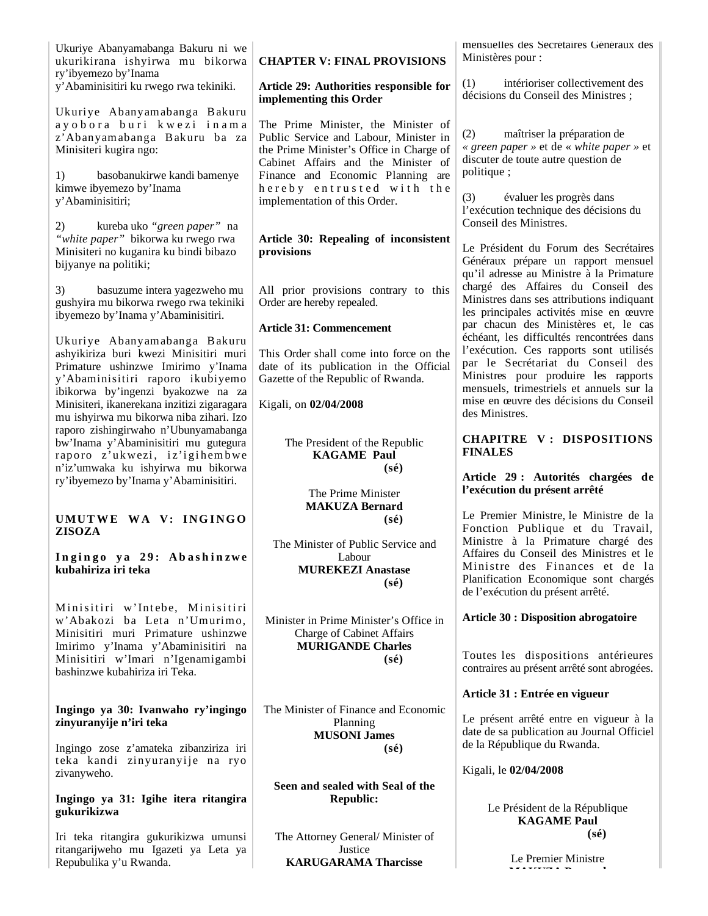Ukuriye Abanyamabanga Bakuru ni we ukurikirana ishyirwa mu bikorwa ry'ibyemezo by'Inama y'Abaminisitiri ku rwego rwa tekiniki.

Ukuriye Abanyamabanga Bakuru ayobora buri kwezi inama z'Abanyamabanga Bakuru ba za Minisiteri kugira ngo:

1) basobanukirwe kandi bamenye kimwe ibyemezo by'Inama y'Abaminisitiri;

2) kureba uko *"green paper"* na *"white paper"* bikorwa ku rwego rwa Minisiteri no kuganira ku bindi bibazo bijyanye na politiki;

3) basuzume intera yagezweho mu gushyira mu bikorwa rwego rwa tekiniki ibyemezo by'Inama y'Abaminisitiri.

Ukuriye Abanyamabanga Bakuru ashyikiriza buri kwezi Minisitiri muri Primature ushinzwe Imirimo y'Inama y'Abaminisitiri raporo ikubiyemo ibikorwa by'ingenzi byakozwe na za Minisiteri, ikanerekana inzitizi zigaragara mu ishyirwa mu bikorwa niba zihari. Izo raporo zishingirwaho n'Ubunyamabanga bw'Inama y'Abaminisitiri mu gutegura raporo z'ukwezi, iz'igihembwe n'iz'umwaka ku ishyirwa mu bikorwa ry'ibyemezo by'Inama y'Abaminisitiri.

## UMUTWE WA V: INGINGO ZISOZA

**Ingingo ya 29: Abashinzwe kubahiriza iri teka**

Minisitiri w'Intebe, Minisitiri w'Abakozi ba Leta n'Umurimo, Minisitiri muri Primature ushinzwe Imirimo y'Inama y'Abaminisitiri na Minisitiri w'Imari n'Igenamigambi bashinzwe kubahiriza iri Teka.

**Ingingo ya 30: Ivanwaho ry'ingingo zinyuranyije n'iri teka**

Ingingo zose z'amateka zibanziriza iri teka kandi zinyuranyije na ryo zivanyweho.

**Ingingo ya 31: Igihe itera ritangira gukurikizwa**

Iri teka ritangira gukurikizwa umunsi ritangarijweho mu Igazeti ya Leta ya Repubulika y'u Rwanda.

## CHAPTER V: FINAL PROVISIONS

**Article 29: Authorities responsible for implementing this Order**

The Prime Minister, the Minister of Public Service and Labour, Minister in the Prime Minister's Office in Charge of Cabinet Affairs and the Minister of Finance and Economic Planning are hereby entrusted with the implementation of this Order.

**Article 30: Repealing of inconsistent provisions**

All prior provisions contrary to this Order are hereby repealed.

**Article 31: Commencement**

This Order shall come into force on the date of its publication in the Official Gazette of the Republic of Rwanda.

Kigali, on **02/04/2008**

The President of the Republic
**KAGAME Paul**
**(sé)**

The Prime Minister
**MAKUZA Bernard**
**(sé)**

The Minister of Public Service and Labour
**MUREKEZI Anastase**
**(sé)**

Minister in Prime Minister's Office in Charge of Cabinet Affairs
**MURIGANDE Charles**
**(sé)**

The Minister of Finance and Economic Planning
**MUSONI James**
**(sé)**

**Seen and sealed with Seal of the Republic:**

The Attorney General/ Minister of Justice
**KARUGARAMA Tharcisse**

mensuelles des Secrétaires Généraux des Ministères pour :

(1) intérioriser collectivement des décisions du Conseil des Ministres ;

(2) maîtriser la préparation de *« green paper »* et de « *white paper* » et discuter de toute autre question de politique ;

(3) évaluer les progrès dans l'exécution technique des décisions du Conseil des Ministres.

Le Président du Forum des Secrétaires Généraux prépare un rapport mensuel qu'il adresse au Ministre à la Primature chargé des Affaires du Conseil des Ministres dans ses attributions indiquant les principales activités mise en œuvre par chacun des Ministères et, le cas échéant, les difficultés rencontrées dans l'exécution. Ces rapports sont utilisés par le Secrétariat du Conseil des Ministres pour produire les rapports mensuels, trimestriels et annuels sur la mise en œuvre des décisions du Conseil des Ministres.

## CHAPITRE V : DISPOSITIONS FINALES

**Article 29 : Autorités chargées de l'exécution du présent arrêté**

Le Premier Ministre, le Ministre de la Fonction Publique et du Travail, Ministre à la Primature chargé des Affaires du Conseil des Ministres et le Ministre des Finances et de la Planification Economique sont chargés de l'exécution du présent arrêté.

**Article 30 : Disposition abrogatoire**

Toutes les dispositions antérieures contraires au présent arrêté sont abrogées.

**Article 31 : Entrée en vigueur**

Le présent arrêté entre en vigueur à la date de sa publication au Journal Officiel de la République du Rwanda.

Kigali, le **02/04/2008**

Le Président de la République
**KAGAME Paul**
**(sé)**

Le Premier Ministre
**MAKUZA Bernard**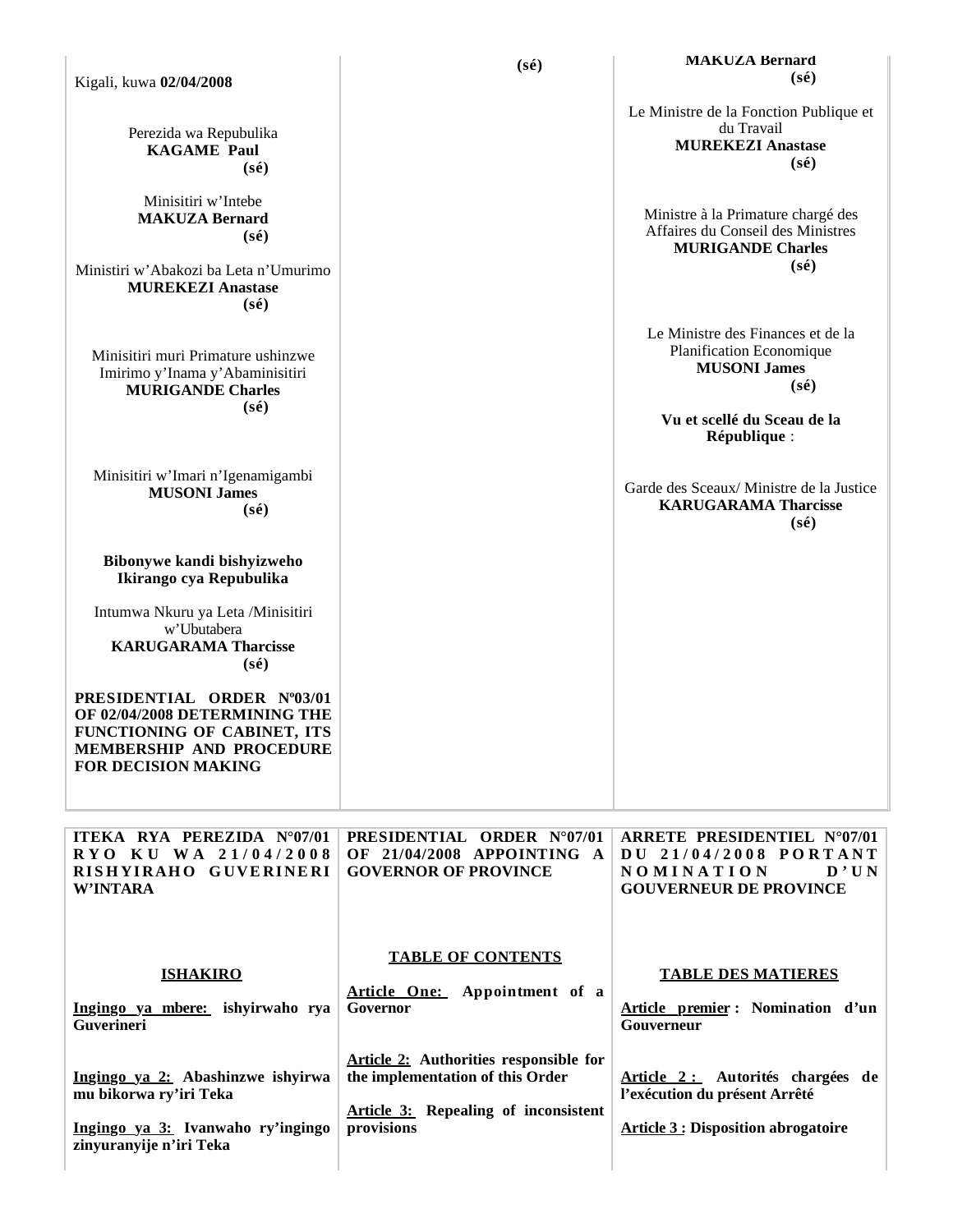Kigali, kuwa **02/04/2008**

Perezida wa Repubulika
**KAGAME Paul**
**(sé)**

Minisitiri w'Intebe
**MAKUZA Bernard**
**(sé)**

Ministiri w'Abakozi ba Leta n'Umurimo
**MUREKEZI Anastase**
**(sé)**

Minisitiri muri Primature ushinzwe Imirimo y'Inama y'Abaminisitiri
**MURIGANDE Charles**
**(sé)**

Minisitiri w'Imari n'Igenamigambi
**MUSONI James**
**(sé)**

**Bibonywe kandi bishyizweho Ikirango cya Repubulika**

Intumwa Nkuru ya Leta /Minisitiri w'Ubutabera
**KARUGARAMA Tharcisse**
**(sé)**

**PRESIDENTIAL ORDER Nº03/01 OF 02/04/2008 DETERMINING THE FUNCTIONING OF CABINET, ITS MEMBERSHIP AND PROCEDURE FOR DECISION MAKING**

**(sé)**

**MAKUZA Bernard**
**(sé)**

Le Ministre de la Fonction Publique et du Travail
**MUREKEZI Anastase**
**(sé)**

Ministre à la Primature chargé des Affaires du Conseil des Ministres
**MURIGANDE Charles**
**(sé)**

Le Ministre des Finances et de la Planification Economique
**MUSONI James**
**(sé)**

**Vu et scellé du Sceau de la République** :

Garde des Sceaux/ Ministre de la Justice
**KARUGARAMA Tharcisse**
**(sé)**

| **ITEKA RYA PEREZIDA N°07/01 RYO KU WA 21/04/2008 RISHYIRAHO GUVERINERI W'INTARA** | **PRESIDENTIAL ORDER N°07/01 OF 21/04/2008 APPOINTING A GOVERNOR OF PROVINCE** | **ARRETE PRESIDENTIEL N°07/01 DU 21/04/2008 PORTANT NOMINATION D'UN GOUVERNEUR DE PROVINCE** |
|---|---|---|
| **ISHAKIRO** | **TABLE OF CONTENTS** | **TABLE DES MATIERES** |
| **Ingingo ya mbere: ishyirwaho rya Guverineri** | **Article One: Appointment of a Governor** | **Article premier : Nomination d'un Gouverneur** |
| **Ingingo ya 2: Abashinzwe ishyirwa mu bikorwa ry'iri Teka** | **Article 2: Authorities responsible for the implementation of this Order** | **Article 2 : Autorités chargées de l'exécution du présent Arrêté** |
| **Ingingo ya 3: Ivanwaho ry'ingingo zinyuranyije n'iri Teka** | **Article 3: Repealing of inconsistent provisions** | **Article 3 : Disposition abrogatoire** |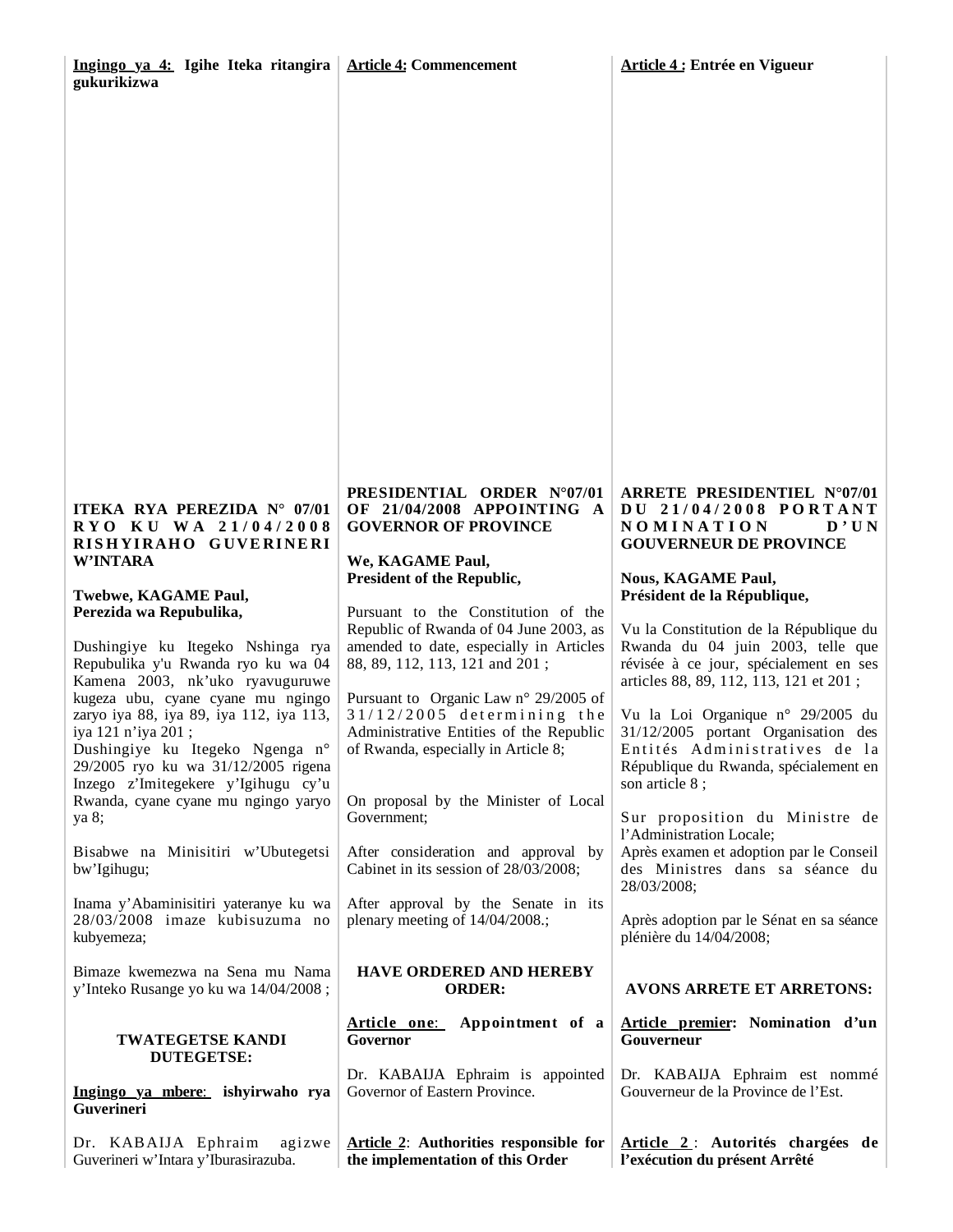**Ingingo ya 4: Igihe Iteka ritangira gukurikizwa**

**Article 4: Commencement**

**Article 4 : Entrée en Vigueur**

**ITEKA RYA PEREZIDA N° 07/01 RYO KU WA 21/04/2008 RISHYIRAHO GUVERINERI W'INTARA**

**Twebwe, KAGAME Paul,**
**Perezida wa Repubulika,**

Dushingiye ku Itegeko Nshinga rya Repubulika y'u Rwanda ryo ku wa 04 Kamena 2003, nk'uko ryavuguruwe kugeza ubu, cyane cyane mu ngingo zaryo iya 88, iya 89, iya 112, iya 113, iya 121 n'iya 201 ;

Dushingiye ku Itegeko Ngenga n° 29/2005 ryo ku wa 31/12/2005 rigena Inzego z'Imitegekere y'Igihugu cy'u Rwanda, cyane cyane mu ngingo yaryo ya 8;

Bisabwe na Minisitiri w'Ubutegetsi bw'Igihugu;

Inama y'Abaminisitiri yateranye ku wa 28/03/2008 imaze kubisuzuma no kubyemeza;

Bimaze kwemezwa na Sena mu Nama y'Inteko Rusange yo ku wa 14/04/2008 ;

**TWATEGETSE KANDI DUTEGETSE:**

**Ingingo ya mbere: ishyirwaho rya Guverineri**

Dr. KABAIJA Ephraim agizwe Guverineri w'Intara y'Iburasirazuba.

**PRESIDENTIAL ORDER N°07/01 OF 21/04/2008 APPOINTING A GOVERNOR OF PROVINCE**

**We, KAGAME Paul,**
**President of the Republic,**

Pursuant to the Constitution of the Republic of Rwanda of 04 June 2003, as amended to date, especially in Articles 88, 89, 112, 113, 121 and 201 ;

Pursuant to Organic Law n° 29/2005 of 31/12/2005 determining the Administrative Entities of the Republic of Rwanda, especially in Article 8;

On proposal by the Minister of Local Government;

After consideration and approval by Cabinet in its session of 28/03/2008;

After approval by the Senate in its plenary meeting of 14/04/2008.;

**HAVE ORDERED AND HEREBY ORDER:**

**Article one: Appointment of a Governor**

Dr. KABAIJA Ephraim is appointed Governor of Eastern Province.

**Article 2: Authorities responsible for the implementation of this Order**

**ARRETE PRESIDENTIEL N°07/01 DU 21/04/2008 PORTANT NOMINATION D'UN GOUVERNEUR DE PROVINCE**

**Nous, KAGAME Paul,**
**Président de la République,**

Vu la Constitution de la République du Rwanda du 04 juin 2003, telle que révisée à ce jour, spécialement en ses articles 88, 89, 112, 113, 121 et 201 ;

Vu la Loi Organique n° 29/2005 du 31/12/2005 portant Organisation des Entités Administratives de la République du Rwanda, spécialement en son article 8 ;

Sur proposition du Ministre de l'Administration Locale;

Après examen et adoption par le Conseil des Ministres dans sa séance du 28/03/2008;

Après adoption par le Sénat en sa séance plénière du 14/04/2008;

**AVONS ARRETE ET ARRETONS:**

**Article premier: Nomination d'un Gouverneur**

Dr. KABAIJA Ephraim est nommé Gouverneur de la Province de l'Est.

**Article 2 : Autorités chargées de l'exécution du présent Arrêté**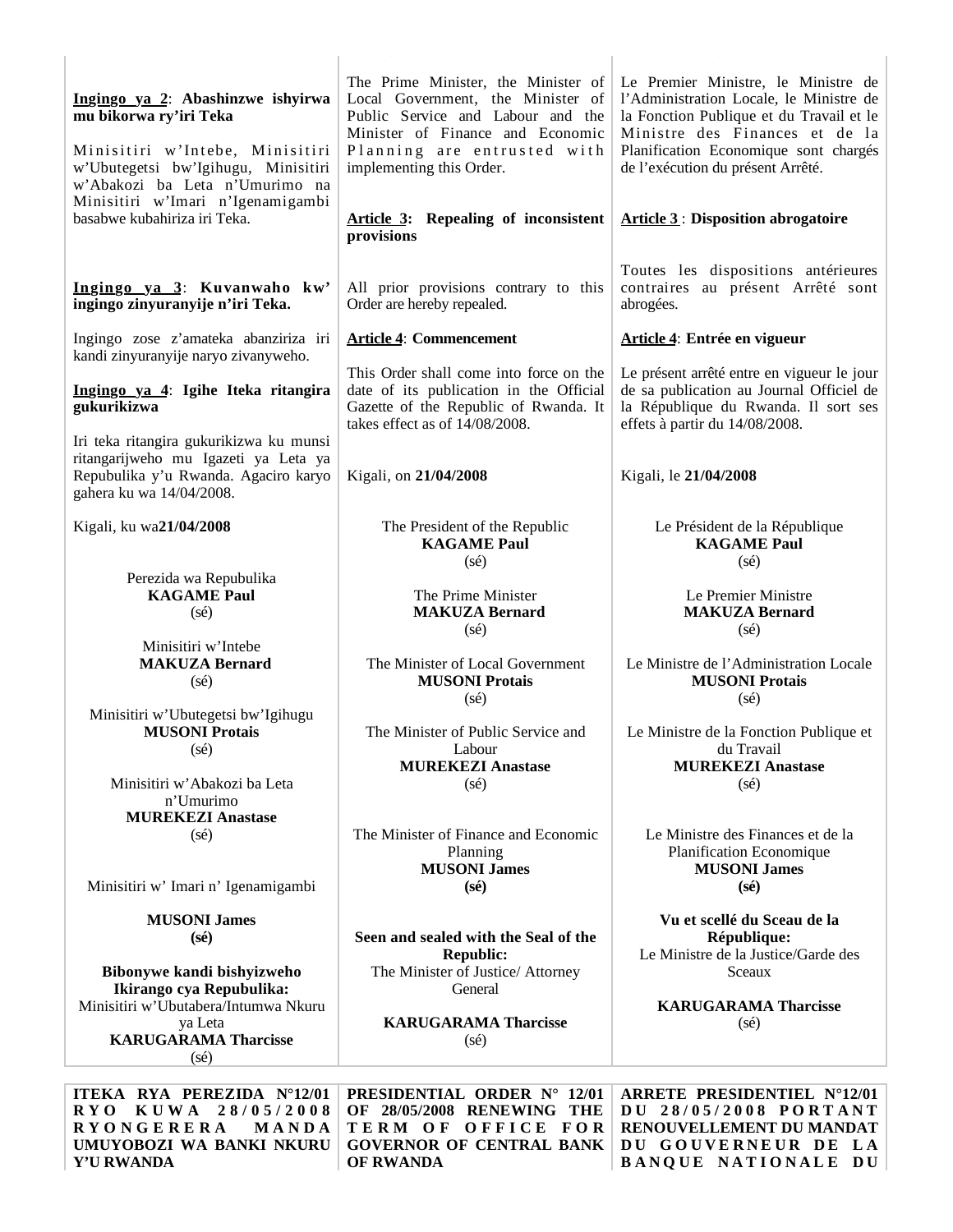**Ingingo ya 2**: **Abashinzwe ishyirwa mu bikorwa ry'iri Teka**

Minisitiri w'Intebe, Minisitiri w'Ubutegetsi bw'Igihugu, Minisitiri w'Abakozi ba Leta n'Umurimo na Minisitiri w'Imari n'Igenamigambi basabwe kubahiriza iri Teka.

**Ingingo ya 3**: **Kuvanwaho kw' ingingo zinyuranyije n'iri Teka.**

Ingingo zose z'amateka abanziriza iri kandi zinyuranyije naryo zivanyweho.

**Ingingo ya 4**: **Igihe Iteka ritangira gukurikizwa**

Iri teka ritangira gukurikizwa ku munsi ritangarijweho mu Igazeti ya Leta ya Repubulika y'u Rwanda. Agaciro karyo gahera ku wa 14/04/2008.

Kigali, ku wa**21/04/2008**

Perezida wa Repubulika
**KAGAME Paul**
(sé)

Minisitiri w'Intebe
**MAKUZA Bernard**
(sé)

Minisitiri w'Ubutegetsi bw'Igihugu
**MUSONI Protais**
(sé)

Minisitiri w'Abakozi ba Leta n'Umurimo
**MUREKEZI Anastase**
(sé)

Minisitiri w' Imari n' Igenamigambi

**MUSONI James**
**(sé)**

**Bibonywe kandi bishyizweho Ikirango cya Repubulika:**
Minisitiri w'Ubutabera/Intumwa Nkuru ya Leta
**KARUGARAMA Tharcisse**
(sé)

---

The Prime Minister, the Minister of Local Government, the Minister of Public Service and Labour and the Minister of Finance and Economic Planning are entrusted with implementing this Order.

**Article 3**: **Repealing of inconsistent provisions**

All prior provisions contrary to this Order are hereby repealed.

**Article 4**: **Commencement**

This Order shall come into force on the date of its publication in the Official Gazette of the Republic of Rwanda. It takes effect as of 14/08/2008.

Kigali, on **21/04/2008**

The President of the Republic
**KAGAME Paul**
(sé)

The Prime Minister
**MAKUZA Bernard**
(sé)

The Minister of Local Government
**MUSONI Protais**
(sé)

The Minister of Public Service and Labour
**MUREKEZI Anastase**
(sé)

The Minister of Finance and Economic Planning
**MUSONI James**
**(sé)**

**Seen and sealed with the Seal of the Republic:**
The Minister of Justice/ Attorney General

**KARUGARAMA Tharcisse**
(sé)

---

Le Premier Ministre, le Ministre de l'Administration Locale, le Ministre de la Fonction Publique et du Travail et le Ministre des Finances et de la Planification Economique sont chargés de l'exécution du présent Arrêté.

**Article 3** : **Disposition abrogatoire**

Toutes les dispositions antérieures contraires au présent Arrêté sont abrogées.

**Article 4**: **Entrée en vigueur**

Le présent arrêté entre en vigueur le jour de sa publication au Journal Officiel de la République du Rwanda. Il sort ses effets à partir du 14/08/2008.

Kigali, le **21/04/2008**

Le Président de la République
**KAGAME Paul**
(sé)

Le Premier Ministre
**MAKUZA Bernard**
(sé)

Le Ministre de l'Administration Locale
**MUSONI Protais**
(sé)

Le Ministre de la Fonction Publique et du Travail
**MUREKEZI Anastase**
(sé)

Le Ministre des Finances et de la Planification Economique
**MUSONI James**
**(sé)**

**Vu et scellé du Sceau de la République:**
Le Ministre de la Justice/Garde des Sceaux

**KARUGARAMA Tharcisse**
(sé)

---

**ITEKA RYA PEREZIDA N°12/01 RYO KUWA 28/05/2008 RYONGERERA MANDA UMUYOBOZI WA BANKI NKURU Y'U RWANDA**

**PRESIDENTIAL ORDER N° 12/01 OF 28/05/2008 RENEWING THE TERM OF OFFICE FOR GOVERNOR OF CENTRAL BANK OF RWANDA**

**ARRETE PRESIDENTIEL N°12/01 DU 28/05/2008 PORTANT RENOUVELLEMENT DU MANDAT DU GOUVERNEUR DE LA BANQUE NATIONALE DU**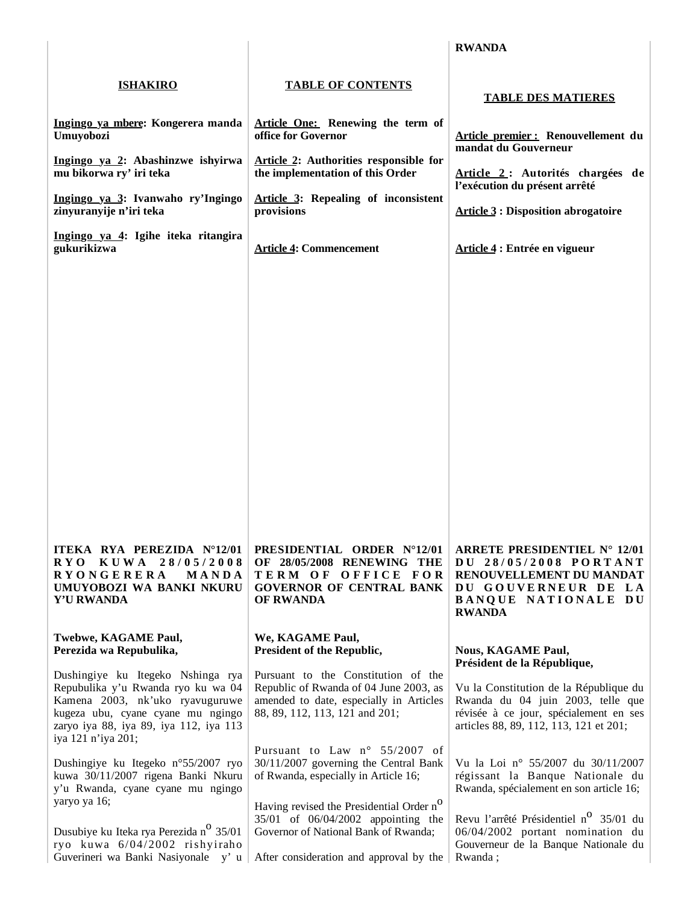RWANDA

**ISHAKIRO**

**Ingingo ya mbere: Kongerera manda Umuyobozi**

**Ingingo ya 2: Abashinzwe ishyirwa mu bikorwa ry' iri teka**

**Ingingo ya 3: Ivanwaho ry'Ingingo zinyuranyije n'iri teka**

**Ingingo ya 4: Igihe iteka ritangira gukurikizwa**

**TABLE OF CONTENTS**

**Article One: Renewing the term of office for Governor**

**Article 2: Authorities responsible for the implementation of this Order**

**Article 3: Repealing of inconsistent provisions**

**Article 4: Commencement**

**TABLE DES MATIERES**

**Article premier : Renouvellement du mandat du Gouverneur**

**Article 2 : Autorités chargées de l'exécution du présent arrêté**

**Article 3 : Disposition abrogatoire**

**Article 4 : Entrée en vigueur**

**ITEKA RYA PEREZIDA N°12/01 RYO KUWA 28/05/2008 RYONGERERA MANDA UMUYOBOZI WA BANKI NKURU Y'U RWANDA**

**Twebwe, KAGAME Paul,**
**Perezida wa Repubulika,**

Dushingiye ku Itegeko Nshinga rya Repubulika y'u Rwanda ryo ku wa 04 Kamena 2003, nk'uko ryavuguruwe kugeza ubu, cyane cyane mu ngingo zaryo iya 88, iya 89, iya 112, iya 113 iya 121 n'iya 201;

Dushingiye ku Itegeko n°55/2007 ryo kuwa 30/11/2007 rigena Banki Nkuru y'u Rwanda, cyane cyane mu ngingo yaryo ya 16;

Dusubiye ku Iteka rya Perezida n° 35/01 ryo kuwa 6/04/2002 rishyiraho Guverineri wa Banki Nasiyonale y' u

**PRESIDENTIAL ORDER N°12/01 OF 28/05/2008 RENEWING THE TERM OF OFFICE FOR GOVERNOR OF CENTRAL BANK OF RWANDA**

**We, KAGAME Paul,**
**President of the Republic,**

Pursuant to the Constitution of the Republic of Rwanda of 04 June 2003, as amended to date, especially in Articles 88, 89, 112, 113, 121 and 201;

Pursuant to Law n° 55/2007 of 30/11/2007 governing the Central Bank of Rwanda, especially in Article 16;

Having revised the Presidential Order n° 35/01 of 06/04/2002 appointing the Governor of National Bank of Rwanda;

After consideration and approval by the

**ARRETE PRESIDENTIEL N° 12/01 DU 28/05/2008 PORTANT RENOUVELLEMENT DU MANDAT DU GOUVERNEUR DE LA BANQUE NATIONALE DU RWANDA**

**Nous, KAGAME Paul,**
**Président de la République,**

Vu la Constitution de la République du Rwanda du 04 juin 2003, telle que révisée à ce jour, spécialement en ses articles 88, 89, 112, 113, 121 et 201;

Vu la Loi n° 55/2007 du 30/11/2007 régissant la Banque Nationale du Rwanda, spécialement en son article 16;

Revu l'arrêté Présidentiel n° 35/01 du 06/04/2002 portant nomination du Gouverneur de la Banque Nationale du Rwanda ;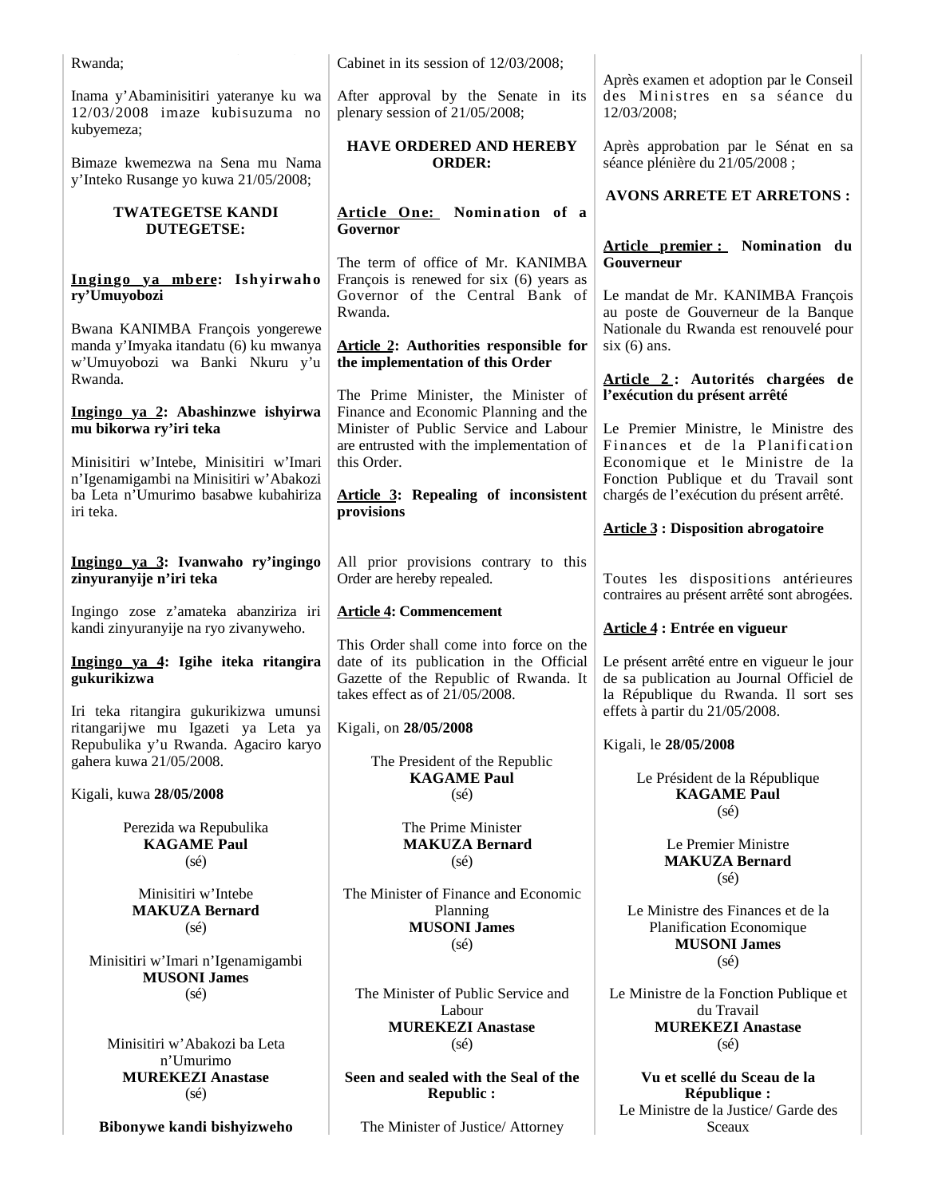Rwanda;

Inama y'Abaminisitiri yateranye ku wa 12/03/2008 imaze kubisuzuma no kubyemeza;

Bimaze kwemezwa na Sena mu Nama y'Inteko Rusange yo kuwa 21/05/2008;

**TWATEGETSE KANDI DUTEGETSE:**

**Ingingo ya mbere: Ishyirwaho ry'Umuyobozi**

Bwana KANIMBA François yongerewe manda y'Imyaka itandatu (6) ku mwanya w'Umuyobozi wa Banki Nkuru y'u Rwanda.

**Ingingo ya 2: Abashinzwe ishyirwa mu bikorwa ry'iri teka**

Minisitiri w'Intebe, Minisitiri w'Imari n'Igenamigambi na Minisitiri w'Abakozi ba Leta n'Umurimo basabwe kubahiriza iri teka.

**Ingingo ya 3: Ivanwaho ry'ingingo zinyuranyije n'iri teka**

Ingingo zose z'amateka abanziriza iri kandi zinyuranyije na ryo zivanyweho.

**Ingingo ya 4: Igihe iteka ritangira gukurikizwa**

Iri teka ritangira gukurikizwa umunsi ritangarijwe mu Igazeti ya Leta ya Repubulika y'u Rwanda. Agaciro karyo gahera kuwa 21/05/2008.

Kigali, kuwa **28/05/2008**

Perezida wa Repubulika
**KAGAME Paul**
(sé)

Minisitiri w'Intebe
**MAKUZA Bernard**
(sé)

Minisitiri w'Imari n'Igenamigambi
**MUSONI James**
(sé)

Minisitiri w'Abakozi ba Leta n'Umurimo
**MUREKEZI Anastase**
(sé)

**Bibonywe kandi bishyizweho**

---

Cabinet in its session of 12/03/2008;

After approval by the Senate in its plenary session of 21/05/2008;

**HAVE ORDERED AND HEREBY ORDER:**

**Article One: Nomination of a Governor**

The term of office of Mr. KANIMBA François is renewed for six (6) years as Governor of the Central Bank of Rwanda.

**Article 2: Authorities responsible for the implementation of this Order**

The Prime Minister, the Minister of Finance and Economic Planning and the Minister of Public Service and Labour are entrusted with the implementation of this Order.

**Article 3: Repealing of inconsistent provisions**

All prior provisions contrary to this Order are hereby repealed.

**Article 4: Commencement**

This Order shall come into force on the date of its publication in the Official Gazette of the Republic of Rwanda. It takes effect as of 21/05/2008.

Kigali, on **28/05/2008**

The President of the Republic
**KAGAME Paul**
(sé)

The Prime Minister
**MAKUZA Bernard**
(sé)

The Minister of Finance and Economic Planning
**MUSONI James**
(sé)

The Minister of Public Service and Labour
**MUREKEZI Anastase**
(sé)

**Seen and sealed with the Seal of the Republic :**

The Minister of Justice/ Attorney

---

Après examen et adoption par le Conseil des Ministres en sa séance du 12/03/2008;

Après approbation par le Sénat en sa séance plénière du 21/05/2008 ;

**AVONS ARRETE ET ARRETONS :**

**Article premier : Nomination du Gouverneur**

Le mandat de Mr. KANIMBA François au poste de Gouverneur de la Banque Nationale du Rwanda est renouvelé pour six (6) ans.

**Article 2 : Autorités chargées de l'exécution du présent arrêté**

Le Premier Ministre, le Ministre des Finances et de la Planification Economique et le Ministre de la Fonction Publique et du Travail sont chargés de l'exécution du présent arrêté.

**Article 3 : Disposition abrogatoire**

Toutes les dispositions antérieures contraires au présent arrêté sont abrogées.

**Article 4 : Entrée en vigueur**

Le présent arrêté entre en vigueur le jour de sa publication au Journal Officiel de la République du Rwanda. Il sort ses effets à partir du 21/05/2008.

Kigali, le **28/05/2008**

Le Président de la République
**KAGAME Paul**
(sé)

Le Premier Ministre
**MAKUZA Bernard**
(sé)

Le Ministre des Finances et de la Planification Economique
**MUSONI James**
(sé)

Le Ministre de la Fonction Publique et du Travail
**MUREKEZI Anastase**
(sé)

**Vu et scellé du Sceau de la République :**

Le Ministre de la Justice/ Garde des Sceaux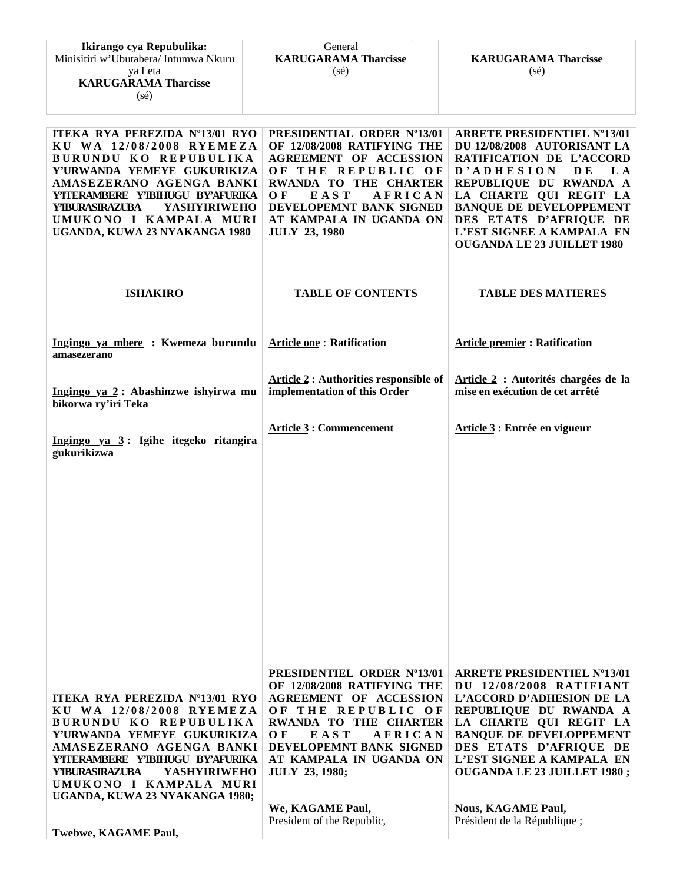| **Ikirango cya Repubulika:** Minisitiri w'Ubutabera/ Intumwa Nkuru ya Leta **KARUGARAMA Tharcisse** (sé) | General **KARUGARAMA Tharcisse** (sé) | **KARUGARAMA Tharcisse** (sé) |
|---|---|---|

| **ITEKA RYA PEREZIDA Nº13/01 RYO KU WA 12/08/2008 RYEMEZA BURUNDU KO REPUBULIKA Y'URWANDA YEMEYE GUKURIKIZA AMASEZERANO AGENGA BANKI Y'ITERAMBERE Y'IBIHUGU BY'AFURIKA Y'IBURASIRAZUBA YASHYIRIWEHO UMUKONO I KAMPALA MURI UGANDA, KUWA 23 NYAKANGA 1980** | **PRESIDENTIAL ORDER Nº13/01 OF 12/08/2008 RATIFYING THE AGREEMENT OF ACCESSION OF THE REPUBLIC OF RWANDA TO THE CHARTER OF EAST AFRICAN DEVELOPEMNT BANK SIGNED AT KAMPALA IN UGANDA ON JULY 23, 1980** | **ARRETE PRESIDENTIEL Nº13/01 DU 12/08/2008 AUTORISANT LA RATIFICATION DE L'ACCORD D'ADHESION DE LA REPUBLIQUE DU RWANDA A LA CHARTE QUI REGIT LA BANQUE DE DEVELOPPEMENT DES ETATS D'AFRIQUE DE L'EST SIGNEE A KAMPALA EN OUGANDA LE 23 JUILLET 1980** |
|---|---|---|
| **ISHAKIRO** | **TABLE OF CONTENTS** | **TABLE DES MATIERES** |
| **Ingingo ya mbere : Kwemeza burundu amasezerano** | **Article one : Ratification** | **Article premier : Ratification** |
| **Ingingo ya 2 : Abashinzwe ishyirwa mu bikorwa ry'iri Teka** | **Article 2 : Authorities responsible of implementation of this Order** | **Article 2 : Autorités chargées de la mise en exécution de cet arrêté** |
| **Ingingo ya 3 : Igihe itegeko ritangira gukurikizwa** | **Article 3 : Commencement** | **Article 3 : Entrée en vigueur** |
| **ITEKA RYA PEREZIDA Nº13/01 RYO KU WA 12/08/2008 RYEMEZA BURUNDU KO REPUBULIKA Y'URWANDA YEMEYE GUKURIKIZA AMASEZERANO AGENGA BANKI Y'ITERAMBERE Y'IBIHUGU BY'AFURIKA Y'IBURASIRAZUBA YASHYIRIWEHO UMUKONO I KAMPALA MURI UGANDA, KUWA 23 NYAKANGA 1980;** | **PRESIDENTIEL ORDER Nº13/01 OF 12/08/2008 RATIFYING THE AGREEMENT OF ACCESSION OF THE REPUBLIC OF RWANDA TO THE CHARTER OF EAST AFRICAN DEVELOPEMNT BANK SIGNED AT KAMPALA IN UGANDA ON JULY 23, 1980;** | **ARRETE PRESIDENTIEL Nº13/01 DU 12/08/2008 RATIFIANT L'ACCORD D'ADHESION DE LA REPUBLIQUE DU RWANDA A LA CHARTE QUI REGIT LA BANQUE DE DEVELOPPEMENT DES ETATS D'AFRIQUE DE L'EST SIGNEE A KAMPALA EN OUGANDA LE 23 JUILLET 1980 ;** |
| **Twebwe, KAGAME Paul,** | **We, KAGAME Paul,** President of the Republic, | **Nous, KAGAME Paul,** Président de la République ; |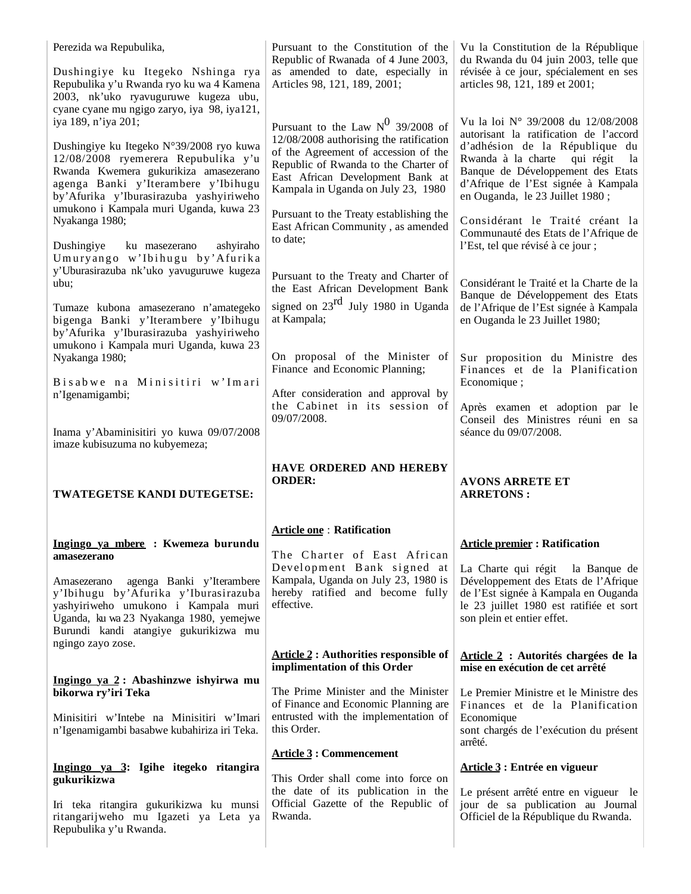Perezida wa Repubulika,

Dushingiye ku Itegeko Nshinga rya Repubulika y'u Rwanda ryo ku wa 4 Kamena 2003, nk'uko ryavuguruwe kugeza ubu, cyane cyane mu ngigo zaryo, iya 98, iya121, iya 189, n'iya 201;

Dushingiye ku Itegeko N°39/2008 ryo kuwa 12/08/2008 ryemerera Repubulika y'u Rwanda Kwemera gukurikiza amasezerano agenga Banki y'Iterambere y'Ibihugu by'Afurika y'Iburasirazuba yashyiriweho umukono i Kampala muri Uganda, kuwa 23 Nyakanga 1980;

Dushingiye ku masezerano ashyiraho Umuryango w'Ibihugu by'Afurika y'Uburasirazuba nk'uko yavuguruwe kugeza ubu;

Tumaze kubona amasezerano n'amategeko bigenga Banki y'Iterambere y'Ibihugu by'Afurika y'Iburasirazuba yashyiriweho umukono i Kampala muri Uganda, kuwa 23 Nyakanga 1980;

Bisabwe na Minisitiri w'Imari n'Igenamigambi;

Inama y'Abaminisitiri yo kuwa 09/07/2008 imaze kubisuzuma no kubyemeza;

**TWATEGETSE KANDI DUTEGETSE:**

**<u>Ingingo ya mbere</u> : Kwemeza burundu amasezerano**

Amasezerano agenga Banki y'Iterambere y'Ibihugu by'Afurika y'Iburasirazuba yashyiriweho umukono i Kampala muri Uganda, ku wa 23 Nyakanga 1980, yemejwe Burundi kandi atangiye gukurikizwa mu ngingo zayo zose.

**<u>Ingingo ya 2</u> : Abashinzwe ishyirwa mu bikorwa ry'iri Teka**

Minisitiri w'Intebe na Minisitiri w'Imari n'Igenamigambi basabwe kubahiriza iri Teka.

**<u>Ingingo ya 3</u>: Igihe itegeko ritangira gukurikizwa**

Iri teka ritangira gukurikizwa ku munsi ritangarijweho mu Igazeti ya Leta ya Repubulika y'u Rwanda.

Pursuant to the Constitution of the Republic of Rwanada of 4 June 2003, as amended to date, especially in Articles 98, 121, 189, 2001;

Pursuant to the Law N$^{0}$ 39/2008 of 12/08/2008 authorising the ratification of the Agreement of accession of the Republic of Rwanda to the Charter of East African Development Bank at Kampala in Uganda on July 23, 1980

Pursuant to the Treaty establishing the East African Community , as amended to date;

Pursuant to the Treaty and Charter of the East African Development Bank signed on 23$^{rd}$ July 1980 in Uganda at Kampala;

On proposal of the Minister of Finance and Economic Planning;

After consideration and approval by the Cabinet in its session of 09/07/2008.

**HAVE ORDERED AND HEREBY ORDER:**

**<u>Article one</u> : Ratification**

The Charter of East African Development Bank signed at Kampala, Uganda on July 23, 1980 is hereby ratified and become fully effective.

**<u>Article 2</u> : Authorities responsible of implimentation of this Order**

The Prime Minister and the Minister of Finance and Economic Planning are entrusted with the implementation of this Order.

**<u>Article 3</u> : Commencement**

This Order shall come into force on the date of its publication in the Official Gazette of the Republic of Rwanda.

Vu la Constitution de la République du Rwanda du 04 juin 2003, telle que révisée à ce jour, spécialement en ses articles 98, 121, 189 et 2001;

Vu la loi N° 39/2008 du 12/08/2008 autorisant la ratification de l'accord d'adhésion de la République du Rwanda à la charte qui régit la Banque de Développement des Etats d'Afrique de l'Est signée à Kampala en Ouganda, le 23 Juillet 1980 ;

Considérant le Traité créant la Communauté des Etats de l'Afrique de l'Est, tel que révisé à ce jour ;

Considérant le Traité et la Charte de la Banque de Développement des Etats de l'Afrique de l'Est signée à Kampala en Ouganda le 23 Juillet 1980;

Sur proposition du Ministre des Finances et de la Planification Economique ;

Après examen et adoption par le Conseil des Ministres réuni en sa séance du 09/07/2008.

**AVONS ARRETE ET ARRETONS :**

**<u>Article premier</u> : Ratification**

La Charte qui régit la Banque de Développement des Etats de l'Afrique de l'Est signée à Kampala en Ouganda le 23 juillet 1980 est ratifiée et sort son plein et entier effet.

**<u>Article 2</u> : Autorités chargées de la mise en exécution de cet arrêté**

Le Premier Ministre et le Ministre des Finances et de la Planification Economique sont chargés de l'exécution du présent arrêté.

**<u>Article 3</u> : Entrée en vigueur**

Le présent arrêté entre en vigueur le jour de sa publication au Journal Officiel de la République du Rwanda.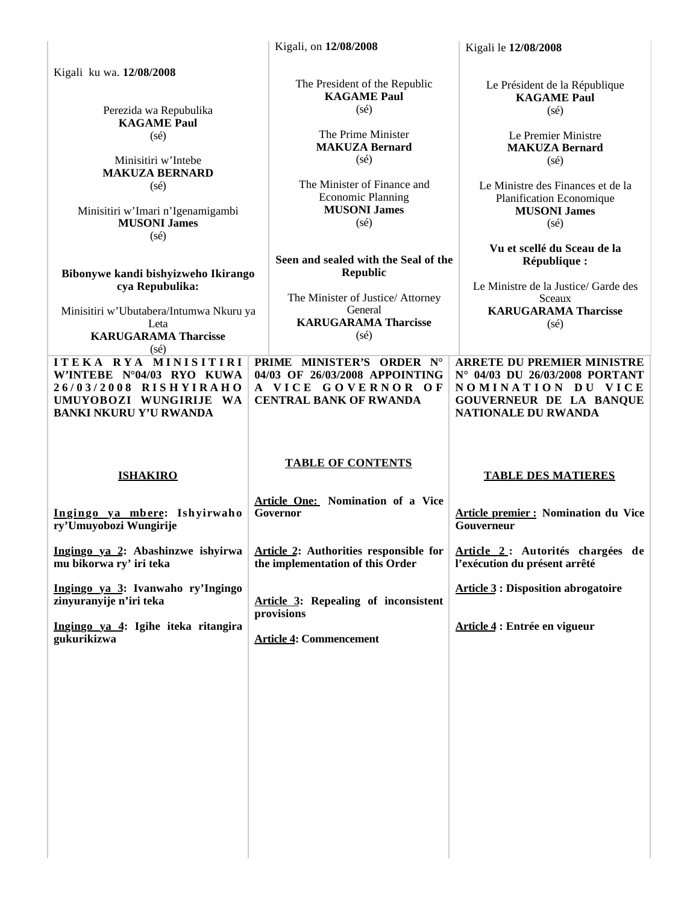Kigali ku wa. **12/08/2008**

Perezida wa Repubulika
**KAGAME Paul**
(sé)

Minisitiri w'Intebe
**MAKUZA BERNARD**
(sé)

Minisitiri w'Imari n'Igenamigambi
**MUSONI James**
(sé)

**Bibonywe kandi bishyizweho Ikirango cya Repubulika:**

Minisitiri w'Ubutabera/Intumwa Nkuru ya Leta
**KARUGARAMA Tharcisse**
(sé)

Kigali, on **12/08/2008**

The President of the Republic
**KAGAME Paul**
(sé)

The Prime Minister
**MAKUZA Bernard**
(sé)

The Minister of Finance and Economic Planning
**MUSONI James**
(sé)

**Seen and sealed with the Seal of the Republic**

The Minister of Justice/ Attorney General
**KARUGARAMA Tharcisse**
(sé)

Kigali le **12/08/2008**

Le Président de la République
**KAGAME Paul**
(sé)

Le Premier Ministre
**MAKUZA Bernard**
(sé)

Le Ministre des Finances et de la Planification Economique
**MUSONI James**
(sé)

**Vu et scellé du Sceau de la République :**

Le Ministre de la Justice/ Garde des Sceaux
**KARUGARAMA Tharcisse**
(sé)

**ITEKA RYA MINISITIRI W'INTEBE N°04/03 RYO KUWA 26/03/2008 RISHYIRAHO UMUYOBOZI WUNGIRIJE WA BANKI NKURU Y'U RWANDA**

**ISHAKIRO**

**Ingingo ya mbere: Ishyirwaho ry'Umuyobozi Wungirije**

**Ingingo ya 2: Abashinzwe ishyirwa mu bikorwa ry' iri teka**

**Ingingo ya 3: Ivanwaho ry'Ingingo zinyuranyije n'iri teka**

**Ingingo ya 4: Igihe iteka ritangira gukurikizwa**

**PRIME MINISTER'S ORDER N° 04/03 OF 26/03/2008 APPOINTING A VICE GOVERNOR OF CENTRAL BANK OF RWANDA**

**TABLE OF CONTENTS**

**Article One: Nomination of a Vice Governor**

**Article 2: Authorities responsible for the implementation of this Order**

**Article 3: Repealing of inconsistent provisions**

**Article 4: Commencement**

**ARRETE DU PREMIER MINISTRE N° 04/03 DU 26/03/2008 PORTANT NOMINATION DU VICE GOUVERNEUR DE LA BANQUE NATIONALE DU RWANDA**

**TABLE DES MATIERES**

**Article premier : Nomination du Vice Gouverneur**

**Article 2 : Autorités chargées de l'exécution du présent arrêté**

**Article 3 : Disposition abrogatoire**

**Article 4 : Entrée en vigueur**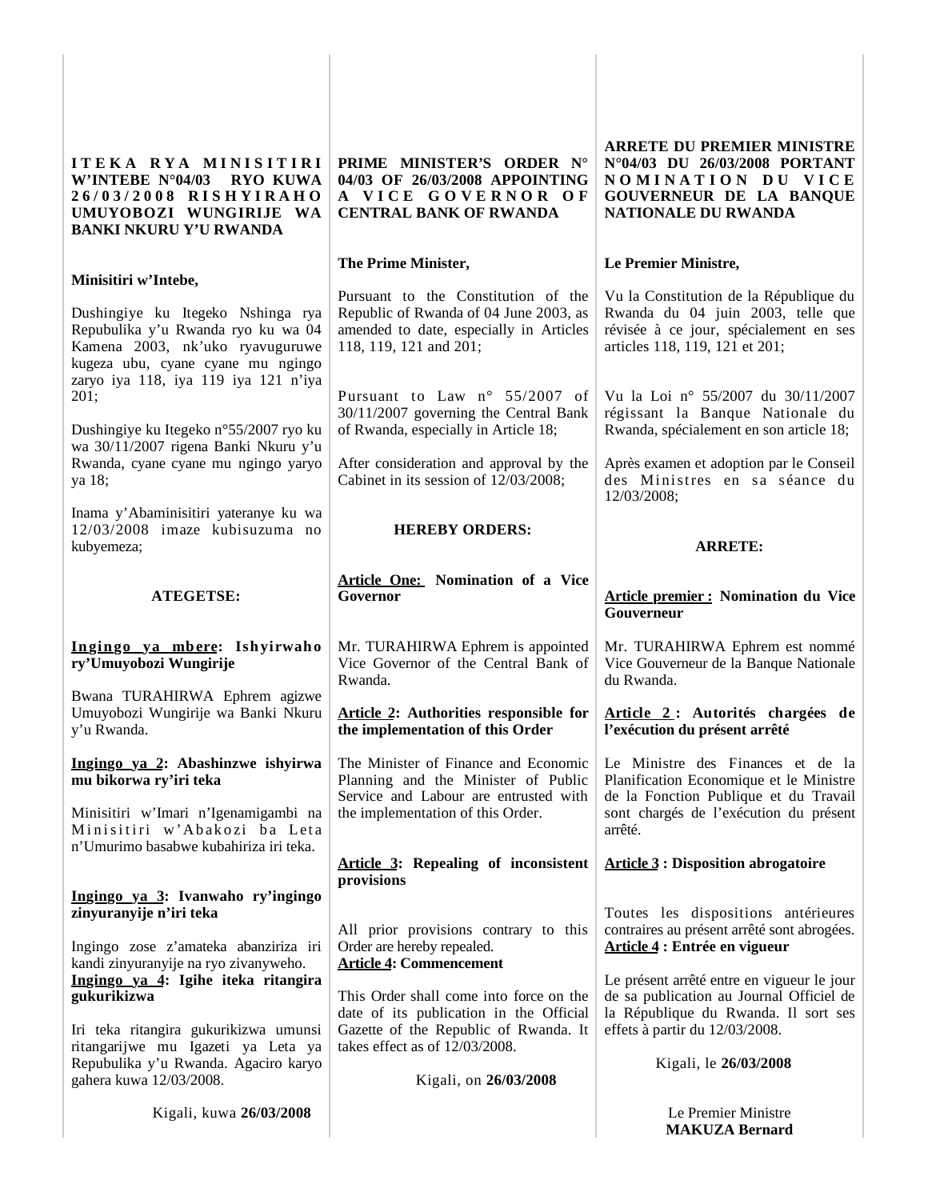**ITEKA RYA MINISITIRI W'INTEBE N°04/03 RYO KUWA 26/03/2008 RISHYIRAHO UMUYOBOZI WUNGIRIJE WA BANKI NKURU Y'U RWANDA**

**Minisitiri w'Intebe,**

Dushingiye ku Itegeko Nshinga rya Repubulika y'u Rwanda ryo ku wa 04 Kamena 2003, nk'uko ryavuguruwe kugeza ubu, cyane cyane mu ngingo zaryo iya 118, iya 119 iya 121 n'iya 201;

Dushingiye ku Itegeko n°55/2007 ryo ku wa 30/11/2007 rigena Banki Nkuru y'u Rwanda, cyane cyane mu ngingo yaryo ya 18;

Inama y'Abaminisitiri yateranye ku wa 12/03/2008 imaze kubisuzuma no kubyemeza;

**ATEGETSE:**

**Ingingo ya mbere: Ishyirwaho ry'Umuyobozi Wungirije**

Bwana TURAHIRWA Ephrem agizwe Umuyobozi Wungirije wa Banki Nkuru y'u Rwanda.

**Ingingo ya 2: Abashinzwe ishyirwa mu bikorwa ry'iri teka**

Minisitiri w'Imari n'Igenamigambi na Minisitiri w'Abakozi ba Leta n'Umurimo basabwe kubahiriza iri teka.

**Ingingo ya 3: Ivanwaho ry'ingingo zinyuranyije n'iri teka**

Ingingo zose z'amateka abanziriza iri kandi zinyuranyije na ryo zivanyweho.

**Ingingo ya 4: Igihe iteka ritangira gukurikizwa**

Iri teka ritangira gukurikizwa umunsi ritangarijwe mu Igazeti ya Leta ya Repubulika y'u Rwanda. Agaciro karyo gahera kuwa 12/03/2008.

Kigali, kuwa **26/03/2008**

---

**PRIME MINISTER'S ORDER N° 04/03 OF 26/03/2008 APPOINTING A VICE GOVERNOR OF CENTRAL BANK OF RWANDA**

**The Prime Minister,**

Pursuant to the Constitution of the Republic of Rwanda of 04 June 2003, as amended to date, especially in Articles 118, 119, 121 and 201;

Pursuant to Law n° 55/2007 of 30/11/2007 governing the Central Bank of Rwanda, especially in Article 18;

After consideration and approval by the Cabinet in its session of 12/03/2008;

**HEREBY ORDERS:**

**Article One: Nomination of a Vice Governor**

Mr. TURAHIRWA Ephrem is appointed Vice Governor of the Central Bank of Rwanda.

**Article 2: Authorities responsible for the implementation of this Order**

The Minister of Finance and Economic Planning and the Minister of Public Service and Labour are entrusted with the implementation of this Order.

**Article 3: Repealing of inconsistent provisions**

All prior provisions contrary to this Order are hereby repealed.

**Article 4: Commencement**

This Order shall come into force on the date of its publication in the Official Gazette of the Republic of Rwanda. It takes effect as of 12/03/2008.

Kigali, on **26/03/2008**

---

**ARRETE DU PREMIER MINISTRE N°04/03 DU 26/03/2008 PORTANT NOMINATION DU VICE GOUVERNEUR DE LA BANQUE NATIONALE DU RWANDA**

**Le Premier Ministre,**

Vu la Constitution de la République du Rwanda du 04 juin 2003, telle que révisée à ce jour, spécialement en ses articles 118, 119, 121 et 201;

Vu la Loi n° 55/2007 du 30/11/2007 régissant la Banque Nationale du Rwanda, spécialement en son article 18;

Après examen et adoption par le Conseil des Ministres en sa séance du 12/03/2008;

**ARRETE:**

**Article premier : Nomination du Vice Gouverneur**

Mr. TURAHIRWA Ephrem est nommé Vice Gouverneur de la Banque Nationale du Rwanda.

**Article 2 : Autorités chargées de l'exécution du présent arrêté**

Le Ministre des Finances et de la Planification Economique et le Ministre de la Fonction Publique et du Travail sont chargés de l'exécution du présent arrêté.

**Article 3 : Disposition abrogatoire**

Toutes les dispositions antérieures contraires au présent arrêté sont abrogées.

**Article 4 : Entrée en vigueur**

Le présent arrêté entre en vigueur le jour de sa publication au Journal Officiel de la République du Rwanda. Il sort ses effets à partir du 12/03/2008.

Kigali, le **26/03/2008**

Le Premier Ministre
**MAKUZA Bernard**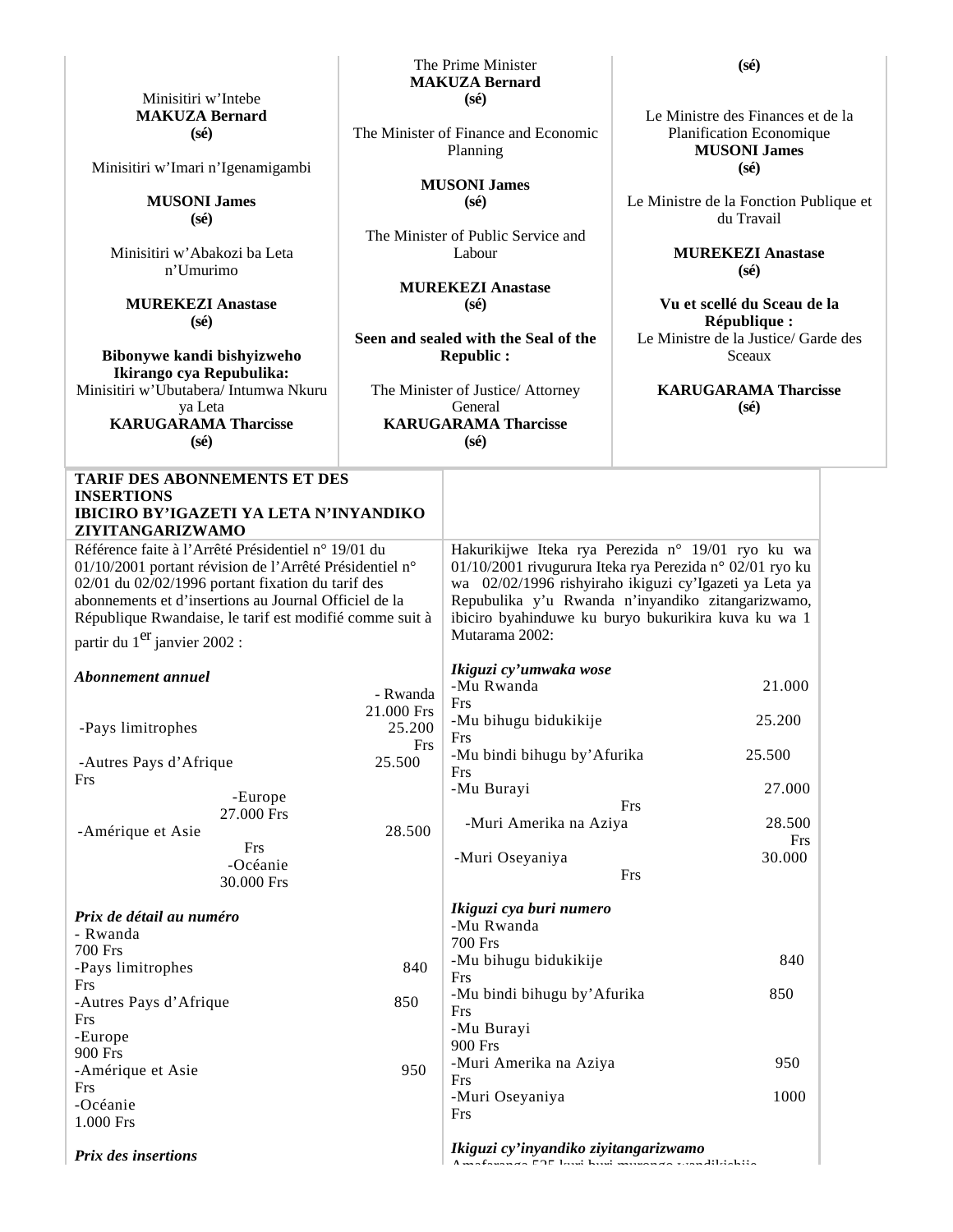| Minisitiri w'Intebe **MAKUZA Bernard** **(sé)** | The Prime Minister **MAKUZA Bernard** **(sé)** | **(sé)** |
|---|---|---|
| Minisitiri w'Imari n'Igenamigambi **MUSONI James** **(sé)** | The Minister of Finance and Economic Planning **MUSONI James** **(sé)** | Le Ministre des Finances et de la Planification Economique **MUSONI James** **(sé)** |
| Minisitiri w'Abakozi ba Leta n'Umurimo **MUREKEZI Anastase** **(sé)** | The Minister of Public Service and Labour **MUREKEZI Anastase** **(sé)** | Le Ministre de la Fonction Publique et du Travail **MUREKEZI Anastase** **(sé)** |
| **Bibonywe kandi bishyizweho Ikirango cya Repubulika:** Minisitiri w'Ubutabera/ Intumwa Nkuru ya Leta **KARUGARAMA Tharcisse** **(sé)** | **Seen and sealed with the Seal of the Republic :** The Minister of Justice/ Attorney General **KARUGARAMA Tharcisse** **(sé)** | **Vu et scellé du Sceau de la République :** Le Ministre de la Justice/ Garde des Sceaux **KARUGARAMA Tharcisse** **(sé)** |

**TARIF DES ABONNEMENTS ET DES INSERTIONS**
**IBICIRO BY'IGAZETI YA LETA N'INYANDIKO ZIYITANGARIZWAMO**

Référence faite à l'Arrêté Présidentiel n° 19/01 du 01/10/2001 portant révision de l'Arrêté Présidentiel n° 02/01 du 02/02/1996 portant fixation du tarif des abonnements et d'insertions au Journal Officiel de la République Rwandaise, le tarif est modifié comme suit à partir du 1er janvier 2002 :

*Abonnement annuel*

- Rwanda 21.000 Frs
- Pays limitrophes 25.200 Frs
- Autres Pays d'Afrique 25.500 Frs
- Europe 27.000 Frs
- Amérique et Asie 28.500 Frs
- Océanie 30.000 Frs

*Prix de détail au numéro*

- Rwanda 700 Frs
- Pays limitrophes 840 Frs
- Autres Pays d'Afrique 850 Frs
- Europe 900 Frs
- Amérique et Asie 950 Frs
- Océanie 1.000 Frs

*Prix des insertions*

Hakurikijwe Iteka rya Perezida n° 19/01 ryo ku wa 01/10/2001 rivugurura Iteka rya Perezida n° 02/01 ryo ku wa 02/02/1996 rishyiraho ikiguzi cy'Igazeti ya Leta ya Repubulika y'u Rwanda n'inyandiko zitangarizwamo, ibiciro byahinduwe ku buryo bukurikira kuva ku wa 1 Mutarama 2002:

*Ikiguzi cy'umwaka wose*

- Mu Rwanda 21.000 Frs
- Mu bihugu bidukikije 25.200 Frs
- Mu bindi bihugu by'Afurika 25.500 Frs
- Mu Burayi 27.000 Frs
- Muri Amerika na Aziya 28.500 Frs
- Muri Oseyaniya 30.000 Frs

*Ikiguzi cya buri numero*

- Mu Rwanda 700 Frs
- Mu bihugu bidukikije 840 Frs
- Mu bindi bihugu by'Afurika 850 Frs
- Mu Burayi 900 Frs
- Muri Amerika na Aziya 950 Frs
- Muri Oseyaniya 1000 Frs

*Ikiguzi cy'inyandiko ziyitangarizwamo*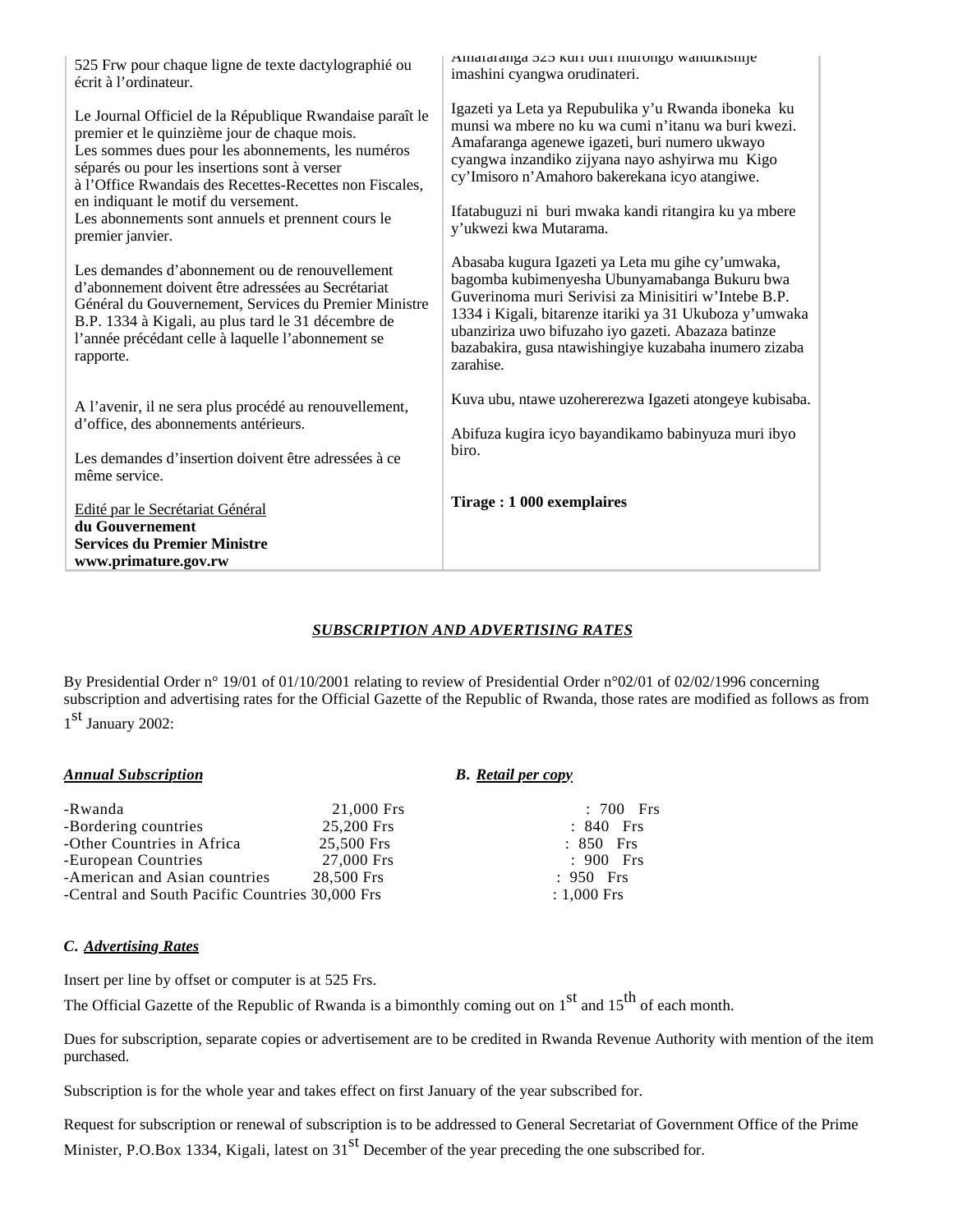| | |
|---|---|
| 525 Frw pour chaque ligne de texte dactylographié ou écrit à l'ordinateur. | Amafaranga 525 kuri buri murongo wandikishije imashini cyangwa orudinateri. |
| Le Journal Officiel de la République Rwandaise paraît le premier et le quinzième jour de chaque mois.<br>Les sommes dues pour les abonnements, les numéros séparés ou pour les insertions sont à verser à l'Office Rwandais des Recettes-Recettes non Fiscales, en indiquant le motif du versement.<br>Les abonnements sont annuels et prennent cours le premier janvier. | Igazeti ya Leta ya Repubulika y'u Rwanda iboneka ku munsi wa mbere no ku wa cumi n'itanu wa buri kwezi. Amafaranga agenewe igazeti, buri numero ukwayo cyangwa inzandiko zijyana nayo ashyirwa mu Kigo cy'Imisoro n'Amahoro bakerekana icyo atangiwe.<br><br>Ifatabuguzi ni buri mwaka kandi ritangira ku ya mbere y'ukwezi kwa Mutarama. |
| Les demandes d'abonnement ou de renouvellement d'abonnement doivent être adressées au Secrétariat Général du Gouvernement, Services du Premier Ministre B.P. 1334 à Kigali, au plus tard le 31 décembre de l'année précédant celle à laquelle l'abonnement se rapporte. | Abasaba kugura Igazeti ya Leta mu gihe cy'umwaka, bagomba kubimenyesha Ubunyamabanga Bukuru bwa Guverinoma muri Serivisi za Minisitiri w'Intebe B.P. 1334 i Kigali, bitarenze itariki ya 31 Ukuboza y'umwaka ubanziriza uwo bifuzaho iyo gazeti. Abazaza batinze bazabakira, gusa ntawishingiye kuzabaha inumero zizaba zarahise. |
| A l'avenir, il ne sera plus procédé au renouvellement, d'office, des abonnements antérieurs.<br><br>Les demandes d'insertion doivent être adressées à ce même service. | Kuva ubu, ntawe uzohererezwa Igazeti atongeye kubisaba.<br><br>Abifuza kugira icyo bayandikamo babinyuza muri ibyo biro. |
| Edité par le Secrétariat Général<br>**du Gouvernement**<br>**Services du Premier Ministre**<br>**www.primature.gov.rw** | **Tirage : 1 000 exemplaires** |

## ***SUBSCRIPTION AND ADVERTISING RATES***

By Presidential Order n° 19/01 of 01/10/2001 relating to review of Presidential Order n°02/01 of 02/02/1996 concerning subscription and advertising rates for the Official Gazette of the Republic of Rwanda, those rates are modified as follows as from 1st January 2002:

| ***Annual Subscription*** | | ***B. Retail per copy*** |
|---|---|---|
| -Rwanda | 21,000 Frs | : 700 Frs |
| -Bordering countries | 25,200 Frs | : 840 Frs |
| -Other Countries in Africa | 25,500 Frs | : 850 Frs |
| -European Countries | 27,000 Frs | : 900 Frs |
| -American and Asian countries | 28,500 Frs | : 950 Frs |
| -Central and South Pacific Countries | 30,000 Frs | : 1,000 Frs |

***C. Advertising Rates***

Insert per line by offset or computer is at 525 Frs.

The Official Gazette of the Republic of Rwanda is a bimonthly coming out on 1st and 15th of each month.

Dues for subscription, separate copies or advertisement are to be credited in Rwanda Revenue Authority with mention of the item purchased.

Subscription is for the whole year and takes effect on first January of the year subscribed for.

Request for subscription or renewal of subscription is to be addressed to General Secretariat of Government Office of the Prime Minister, P.O.Box 1334, Kigali, latest on 31st December of the year preceding the one subscribed for.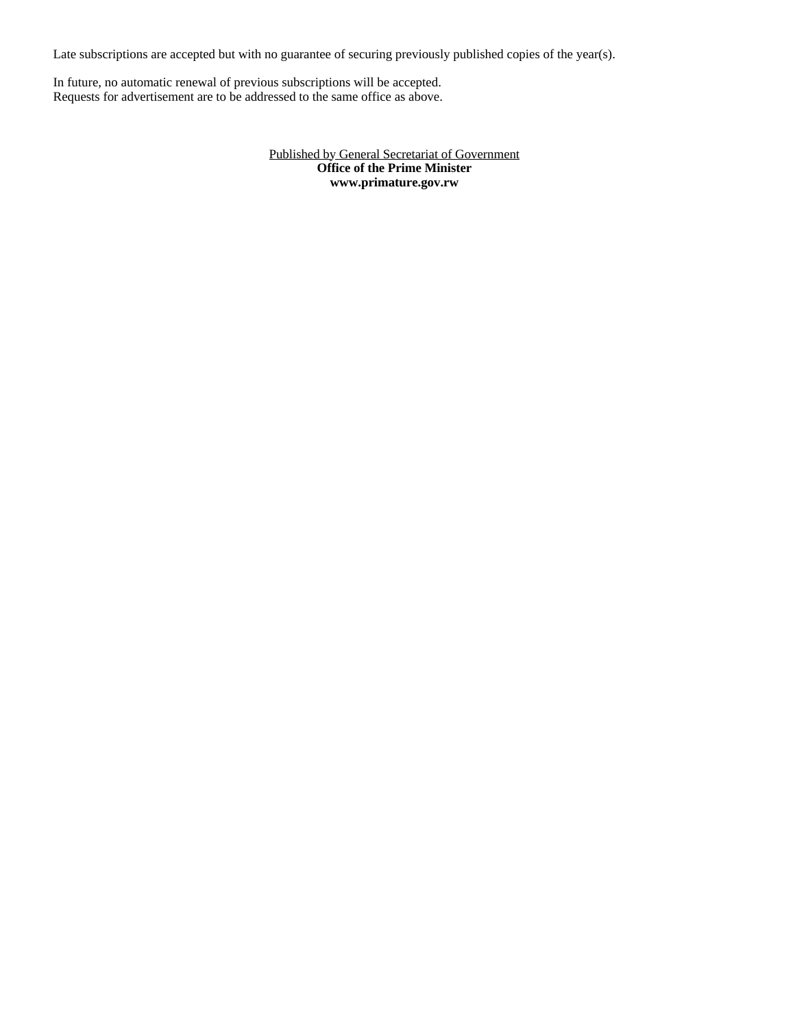Late subscriptions are accepted but with no guarantee of securing previously published copies of the year(s).

In future, no automatic renewal of previous subscriptions will be accepted.
Requests for advertisement are to be addressed to the same office as above.

<u>Published by General Secretariat of Government</u>
**Office of the Prime Minister**
**www.primature.gov.rw**